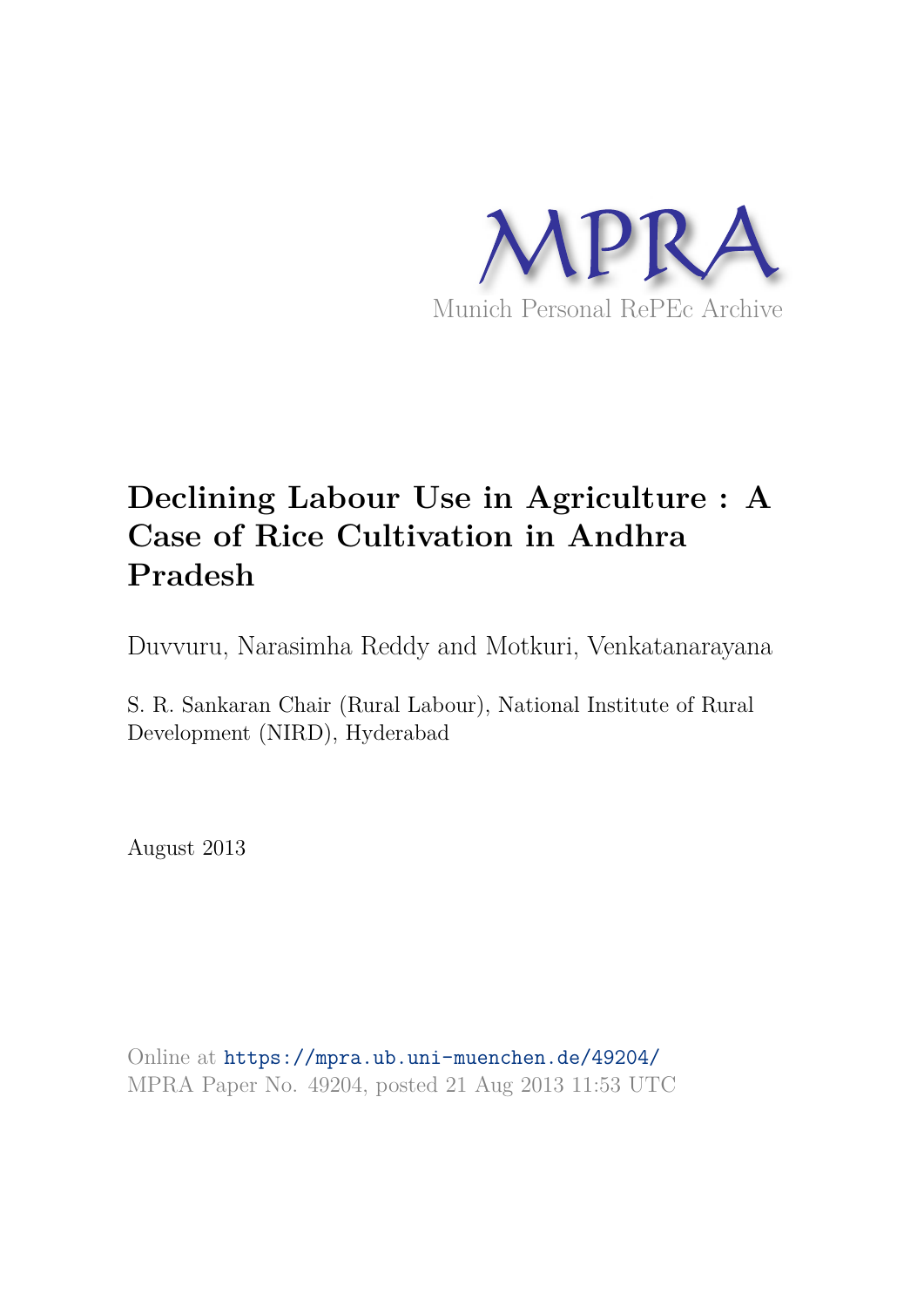MPRA

Munich Personal RePEc Archive

# Declining Labour Use in Agriculture : A Case of Rice Cultivation in Andhra Pradesh

Duvvuru, Narasimha Reddy and Motkuri, Venkatanarayana

S. R. Sankaran Chair (Rural Labour), National Institute of Rural Development (NIRD), Hyderabad

August 2013

Online at https://mpra.ub.uni-muenchen.de/49204/
MPRA Paper No. 49204, posted 21 Aug 2013 11:53 UTC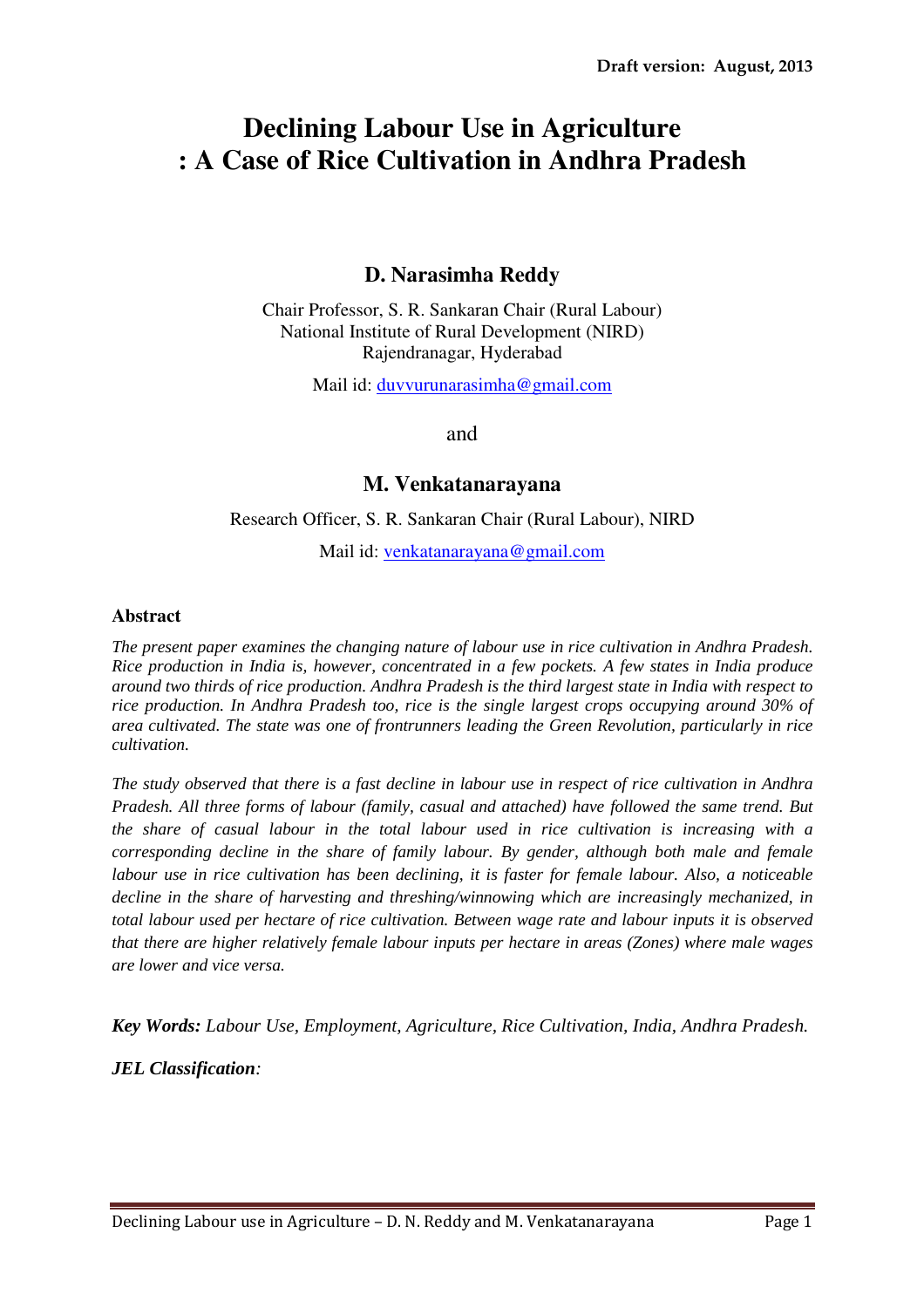Draft version: August, 2013

# Declining Labour Use in Agriculture : A Case of Rice Cultivation in Andhra Pradesh

## D. Narasimha Reddy

Chair Professor, S. R. Sankaran Chair (Rural Labour)
National Institute of Rural Development (NIRD)
Rajendranagar, Hyderabad

Mail id: duvvurunarasimha@gmail.com

and

## M. Venkatanarayana

Research Officer, S. R. Sankaran Chair (Rural Labour), NIRD

Mail id: venkatanarayana@gmail.com

### Abstract

*The present paper examines the changing nature of labour use in rice cultivation in Andhra Pradesh. Rice production in India is, however, concentrated in a few pockets. A few states in India produce around two thirds of rice production. Andhra Pradesh is the third largest state in India with respect to rice production. In Andhra Pradesh too, rice is the single largest crops occupying around 30% of area cultivated. The state was one of frontrunners leading the Green Revolution, particularly in rice cultivation.*

*The study observed that there is a fast decline in labour use in respect of rice cultivation in Andhra Pradesh. All three forms of labour (family, casual and attached) have followed the same trend. But the share of casual labour in the total labour used in rice cultivation is increasing with a corresponding decline in the share of family labour. By gender, although both male and female labour use in rice cultivation has been declining, it is faster for female labour. Also, a noticeable decline in the share of harvesting and threshing/winnowing which are increasingly mechanized, in total labour used per hectare of rice cultivation. Between wage rate and labour inputs it is observed that there are higher relatively female labour inputs per hectare in areas (Zones) where male wages are lower and vice versa.*

***Key Words:*** *Labour Use, Employment, Agriculture, Rice Cultivation, India, Andhra Pradesh.*

***JEL Classification:***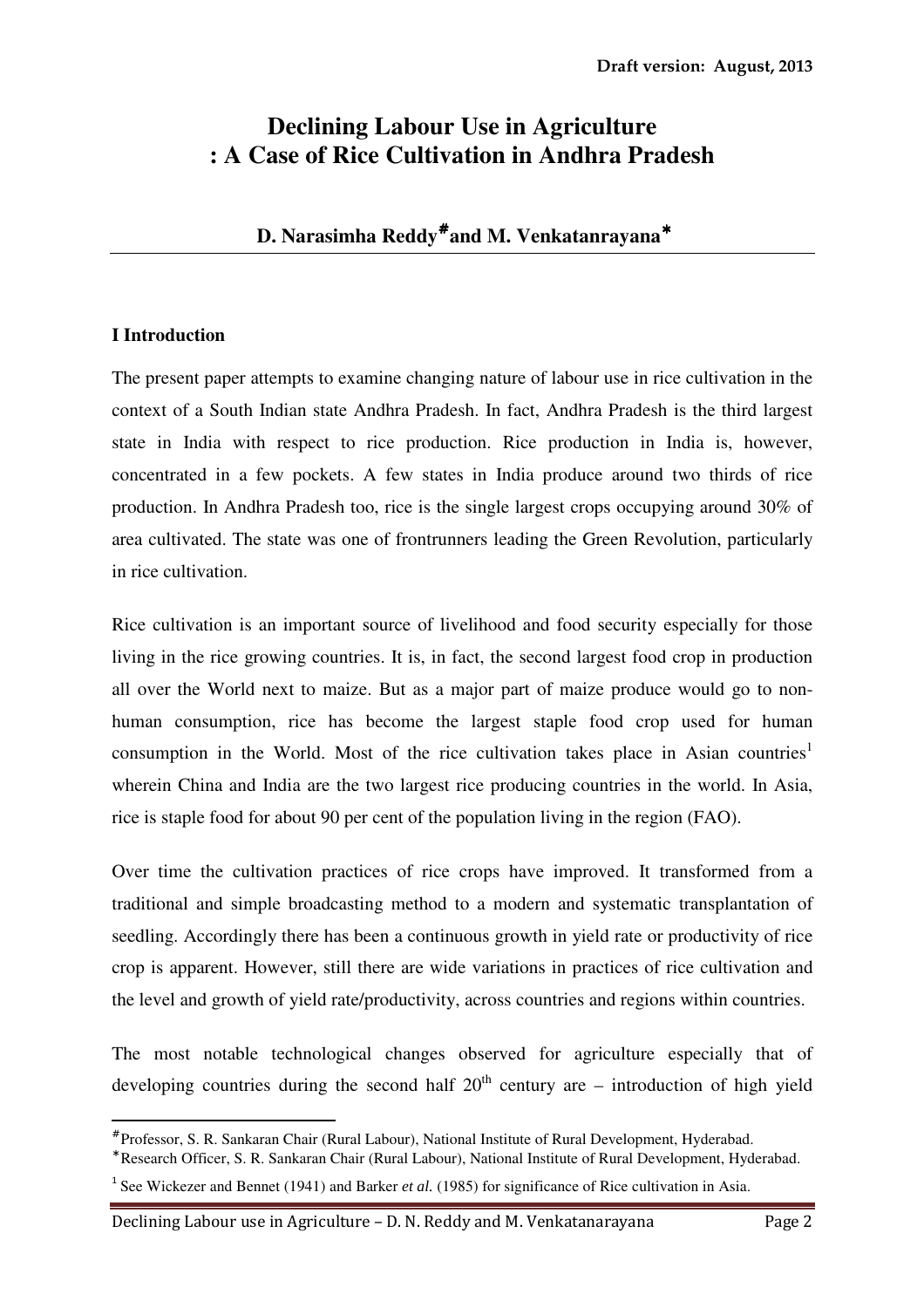Draft version: August, 2013

# Declining Labour Use in Agriculture : A Case of Rice Cultivation in Andhra Pradesh

**D. Narasimha Reddy[#] and M. Venkatanrayana[*]**

## I Introduction

The present paper attempts to examine changing nature of labour use in rice cultivation in the context of a South Indian state Andhra Pradesh. In fact, Andhra Pradesh is the third largest state in India with respect to rice production. Rice production in India is, however, concentrated in a few pockets. A few states in India produce around two thirds of rice production. In Andhra Pradesh too, rice is the single largest crops occupying around 30% of area cultivated. The state was one of frontrunners leading the Green Revolution, particularly in rice cultivation.

Rice cultivation is an important source of livelihood and food security especially for those living in the rice growing countries. It is, in fact, the second largest food crop in production all over the World next to maize. But as a major part of maize produce would go to non-human consumption, rice has become the largest staple food crop used for human consumption in the World. Most of the rice cultivation takes place in Asian countries[1] wherein China and India are the two largest rice producing countries in the world. In Asia, rice is staple food for about 90 per cent of the population living in the region (FAO).

Over time the cultivation practices of rice crops have improved. It transformed from a traditional and simple broadcasting method to a modern and systematic transplantation of seedling. Accordingly there has been a continuous growth in yield rate or productivity of rice crop is apparent. However, still there are wide variations in practices of rice cultivation and the level and growth of yield rate/productivity, across countries and regions within countries.

The most notable technological changes observed for agriculture especially that of developing countries during the second half 20[th] century are – introduction of high yield

---

[#] Professor, S. R. Sankaran Chair (Rural Labour), National Institute of Rural Development, Hyderabad.

[*] Research Officer, S. R. Sankaran Chair (Rural Labour), National Institute of Rural Development, Hyderabad.

[1] See Wickezer and Bennet (1941) and Barker *et al.* (1985) for significance of Rice cultivation in Asia.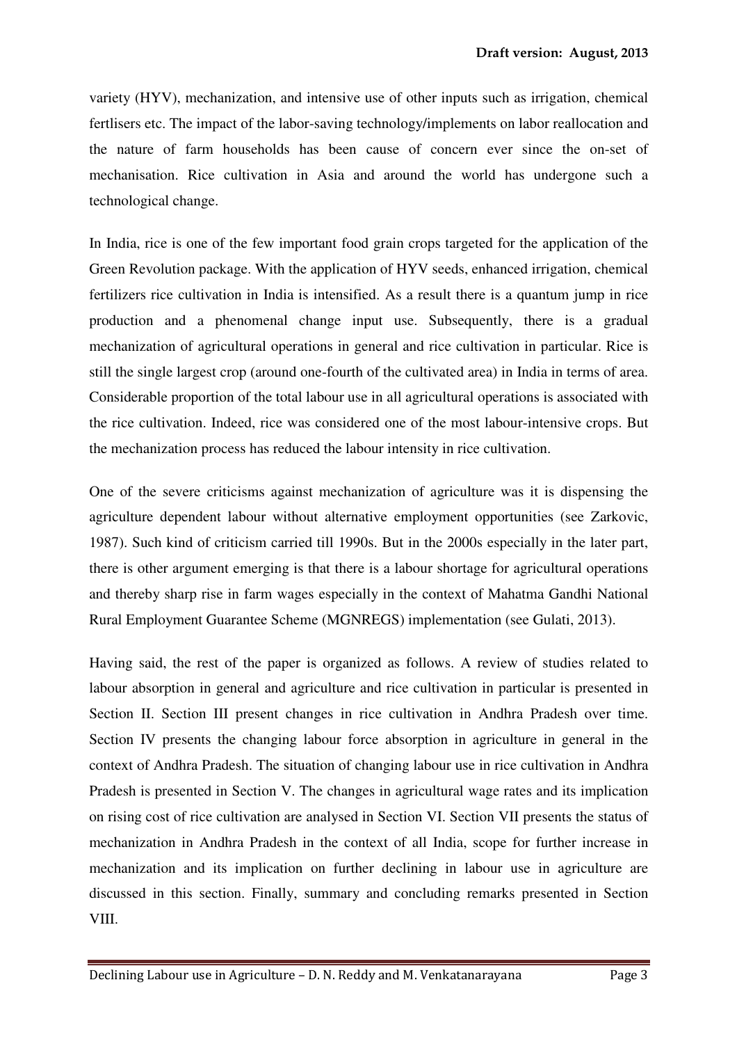variety (HYV), mechanization, and intensive use of other inputs such as irrigation, chemical fertlisers etc. The impact of the labor-saving technology/implements on labor reallocation and the nature of farm households has been cause of concern ever since the on-set of mechanisation. Rice cultivation in Asia and around the world has undergone such a technological change.

In India, rice is one of the few important food grain crops targeted for the application of the Green Revolution package. With the application of HYV seeds, enhanced irrigation, chemical fertilizers rice cultivation in India is intensified. As a result there is a quantum jump in rice production and a phenomenal change input use. Subsequently, there is a gradual mechanization of agricultural operations in general and rice cultivation in particular. Rice is still the single largest crop (around one-fourth of the cultivated area) in India in terms of area. Considerable proportion of the total labour use in all agricultural operations is associated with the rice cultivation. Indeed, rice was considered one of the most labour-intensive crops. But the mechanization process has reduced the labour intensity in rice cultivation.

One of the severe criticisms against mechanization of agriculture was it is dispensing the agriculture dependent labour without alternative employment opportunities (see Zarkovic, 1987). Such kind of criticism carried till 1990s. But in the 2000s especially in the later part, there is other argument emerging is that there is a labour shortage for agricultural operations and thereby sharp rise in farm wages especially in the context of Mahatma Gandhi National Rural Employment Guarantee Scheme (MGNREGS) implementation (see Gulati, 2013).

Having said, the rest of the paper is organized as follows. A review of studies related to labour absorption in general and agriculture and rice cultivation in particular is presented in Section II. Section III present changes in rice cultivation in Andhra Pradesh over time. Section IV presents the changing labour force absorption in agriculture in general in the context of Andhra Pradesh. The situation of changing labour use in rice cultivation in Andhra Pradesh is presented in Section V. The changes in agricultural wage rates and its implication on rising cost of rice cultivation are analysed in Section VI. Section VII presents the status of mechanization in Andhra Pradesh in the context of all India, scope for further increase in mechanization and its implication on further declining in labour use in agriculture are discussed in this section. Finally, summary and concluding remarks presented in Section VIII.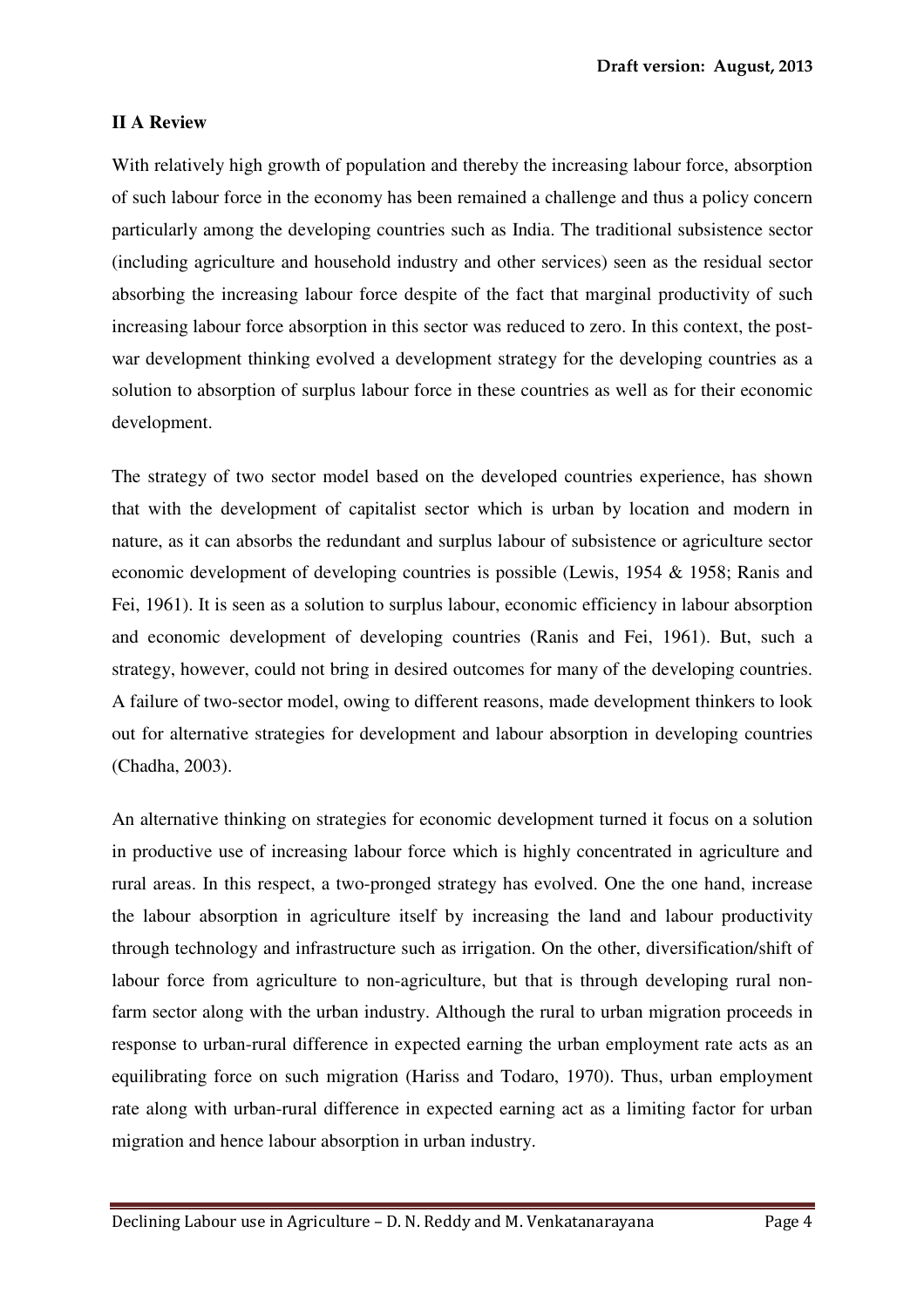## II A Review

With relatively high growth of population and thereby the increasing labour force, absorption of such labour force in the economy has been remained a challenge and thus a policy concern particularly among the developing countries such as India. The traditional subsistence sector (including agriculture and household industry and other services) seen as the residual sector absorbing the increasing labour force despite of the fact that marginal productivity of such increasing labour force absorption in this sector was reduced to zero. In this context, the post-war development thinking evolved a development strategy for the developing countries as a solution to absorption of surplus labour force in these countries as well as for their economic development.

The strategy of two sector model based on the developed countries experience, has shown that with the development of capitalist sector which is urban by location and modern in nature, as it can absorbs the redundant and surplus labour of subsistence or agriculture sector economic development of developing countries is possible (Lewis, 1954 & 1958; Ranis and Fei, 1961). It is seen as a solution to surplus labour, economic efficiency in labour absorption and economic development of developing countries (Ranis and Fei, 1961). But, such a strategy, however, could not bring in desired outcomes for many of the developing countries. A failure of two-sector model, owing to different reasons, made development thinkers to look out for alternative strategies for development and labour absorption in developing countries (Chadha, 2003).

An alternative thinking on strategies for economic development turned it focus on a solution in productive use of increasing labour force which is highly concentrated in agriculture and rural areas. In this respect, a two-pronged strategy has evolved. One the one hand, increase the labour absorption in agriculture itself by increasing the land and labour productivity through technology and infrastructure such as irrigation. On the other, diversification/shift of labour force from agriculture to non-agriculture, but that is through developing rural non-farm sector along with the urban industry. Although the rural to urban migration proceeds in response to urban-rural difference in expected earning the urban employment rate acts as an equilibrating force on such migration (Hariss and Todaro, 1970). Thus, urban employment rate along with urban-rural difference in expected earning act as a limiting factor for urban migration and hence labour absorption in urban industry.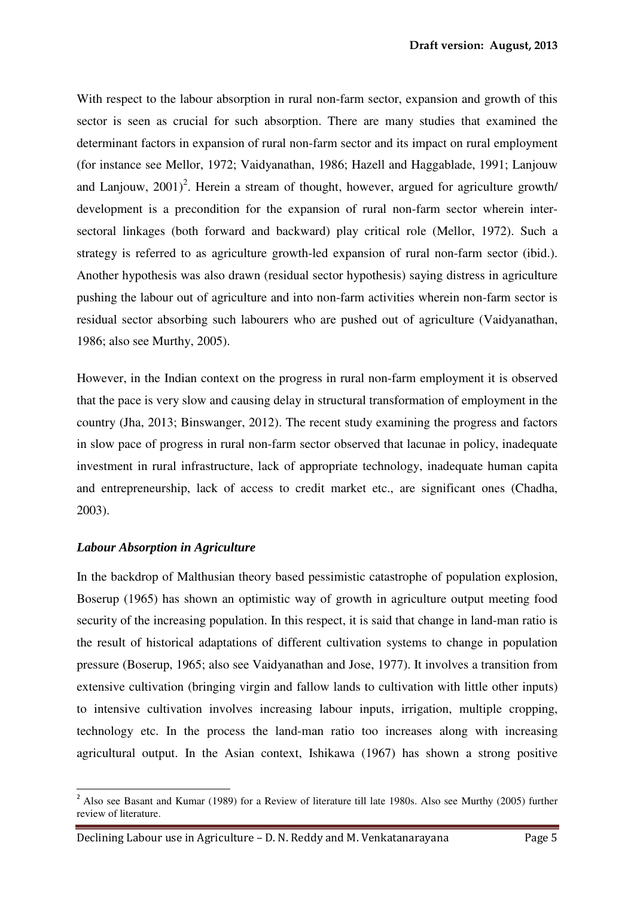With respect to the labour absorption in rural non-farm sector, expansion and growth of this sector is seen as crucial for such absorption. There are many studies that examined the determinant factors in expansion of rural non-farm sector and its impact on rural employment (for instance see Mellor, 1972; Vaidyanathan, 1986; Hazell and Haggablade, 1991; Lanjouw and Lanjouw, 2001)[2]. Herein a stream of thought, however, argued for agriculture growth/ development is a precondition for the expansion of rural non-farm sector wherein inter-sectoral linkages (both forward and backward) play critical role (Mellor, 1972). Such a strategy is referred to as agriculture growth-led expansion of rural non-farm sector (ibid.). Another hypothesis was also drawn (residual sector hypothesis) saying distress in agriculture pushing the labour out of agriculture and into non-farm activities wherein non-farm sector is residual sector absorbing such labourers who are pushed out of agriculture (Vaidyanathan, 1986; also see Murthy, 2005).

However, in the Indian context on the progress in rural non-farm employment it is observed that the pace is very slow and causing delay in structural transformation of employment in the country (Jha, 2013; Binswanger, 2012). The recent study examining the progress and factors in slow pace of progress in rural non-farm sector observed that lacunae in policy, inadequate investment in rural infrastructure, lack of appropriate technology, inadequate human capita and entrepreneurship, lack of access to credit market etc., are significant ones (Chadha, 2003).

### *Labour Absorption in Agriculture*

In the backdrop of Malthusian theory based pessimistic catastrophe of population explosion, Boserup (1965) has shown an optimistic way of growth in agriculture output meeting food security of the increasing population. In this respect, it is said that change in land-man ratio is the result of historical adaptations of different cultivation systems to change in population pressure (Boserup, 1965; also see Vaidyanathan and Jose, 1977). It involves a transition from extensive cultivation (bringing virgin and fallow lands to cultivation with little other inputs) to intensive cultivation involves increasing labour inputs, irrigation, multiple cropping, technology etc. In the process the land-man ratio too increases along with increasing agricultural output. In the Asian context, Ishikawa (1967) has shown a strong positive

---

[2] Also see Basant and Kumar (1989) for a Review of literature till late 1980s. Also see Murthy (2005) further review of literature.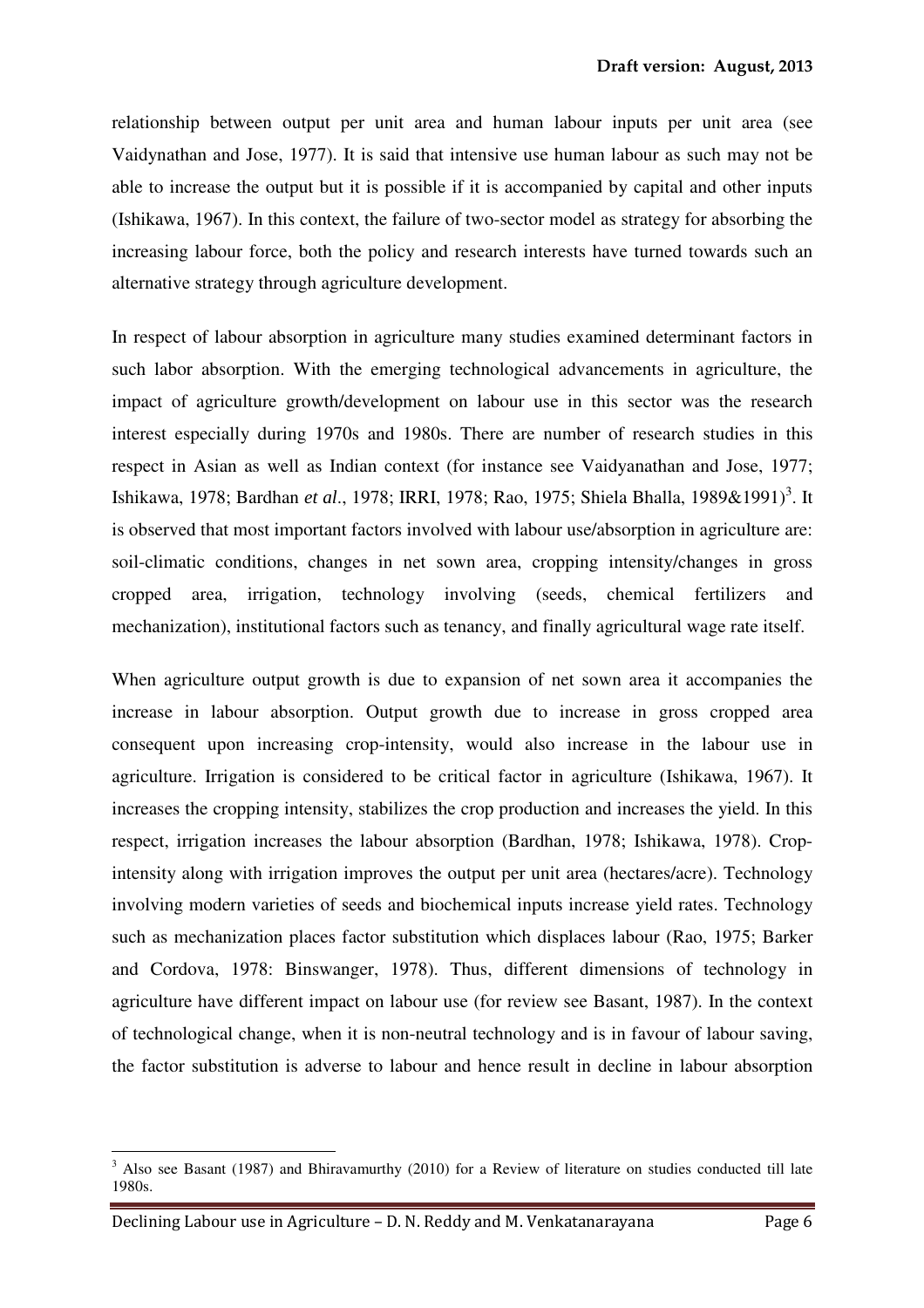relationship between output per unit area and human labour inputs per unit area (see Vaidynathan and Jose, 1977). It is said that intensive use human labour as such may not be able to increase the output but it is possible if it is accompanied by capital and other inputs (Ishikawa, 1967). In this context, the failure of two-sector model as strategy for absorbing the increasing labour force, both the policy and research interests have turned towards such an alternative strategy through agriculture development.

In respect of labour absorption in agriculture many studies examined determinant factors in such labor absorption. With the emerging technological advancements in agriculture, the impact of agriculture growth/development on labour use in this sector was the research interest especially during 1970s and 1980s. There are number of research studies in this respect in Asian as well as Indian context (for instance see Vaidyanathan and Jose, 1977; Ishikawa, 1978; Bardhan *et al*., 1978; IRRI, 1978; Rao, 1975; Shiela Bhalla, 1989&1991)[3]. It is observed that most important factors involved with labour use/absorption in agriculture are: soil-climatic conditions, changes in net sown area, cropping intensity/changes in gross cropped area, irrigation, technology involving (seeds, chemical fertilizers and mechanization), institutional factors such as tenancy, and finally agricultural wage rate itself.

When agriculture output growth is due to expansion of net sown area it accompanies the increase in labour absorption. Output growth due to increase in gross cropped area consequent upon increasing crop-intensity, would also increase in the labour use in agriculture. Irrigation is considered to be critical factor in agriculture (Ishikawa, 1967). It increases the cropping intensity, stabilizes the crop production and increases the yield. In this respect, irrigation increases the labour absorption (Bardhan, 1978; Ishikawa, 1978). Crop-intensity along with irrigation improves the output per unit area (hectares/acre). Technology involving modern varieties of seeds and biochemical inputs increase yield rates. Technology such as mechanization places factor substitution which displaces labour (Rao, 1975; Barker and Cordova, 1978: Binswanger, 1978). Thus, different dimensions of technology in agriculture have different impact on labour use (for review see Basant, 1987). In the context of technological change, when it is non-neutral technology and is in favour of labour saving, the factor substitution is adverse to labour and hence result in decline in labour absorption

---

[3] Also see Basant (1987) and Bhiravamurthy (2010) for a Review of literature on studies conducted till late 1980s.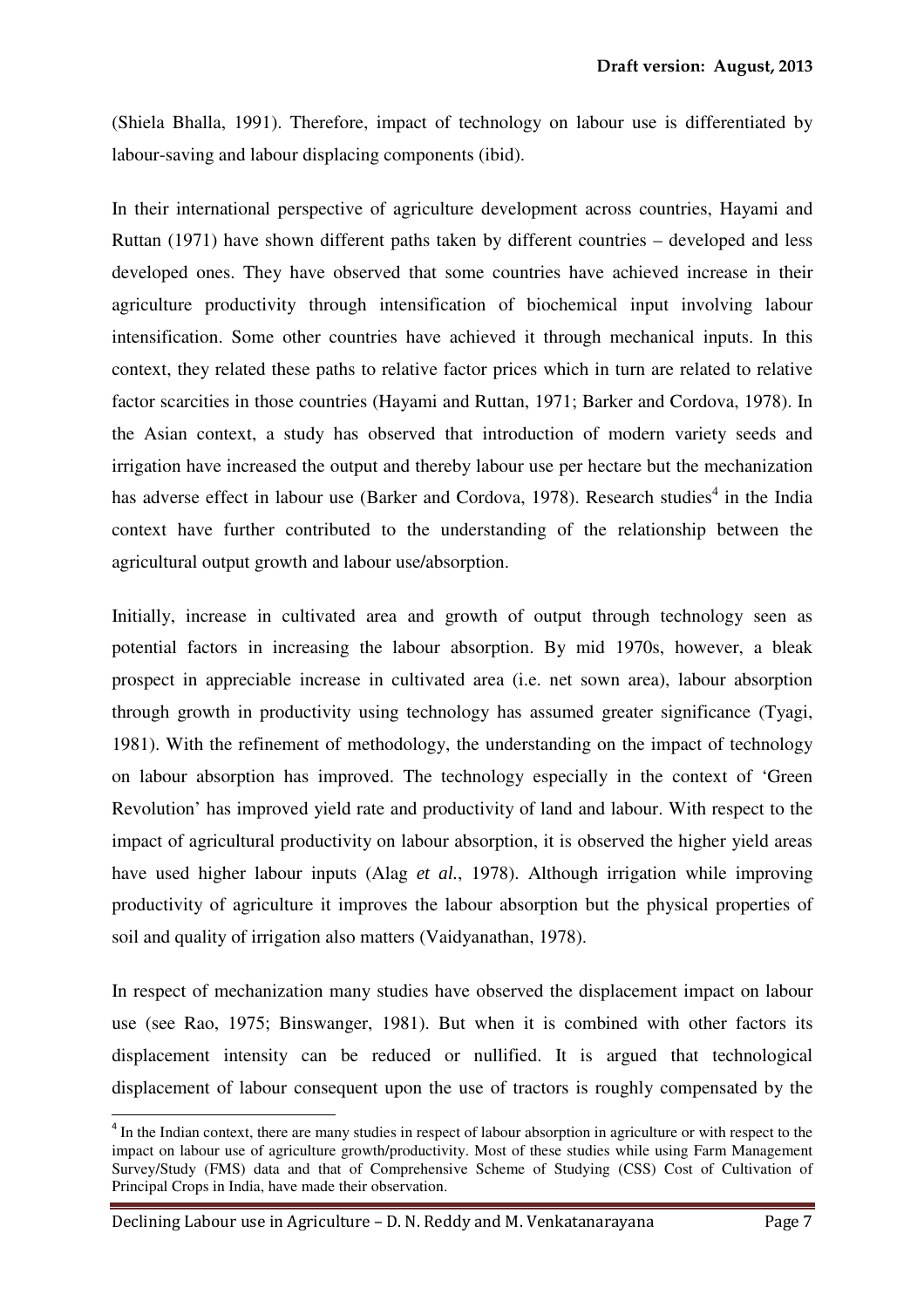(Shiela Bhalla, 1991). Therefore, impact of technology on labour use is differentiated by labour-saving and labour displacing components (ibid).

In their international perspective of agriculture development across countries, Hayami and Ruttan (1971) have shown different paths taken by different countries – developed and less developed ones. They have observed that some countries have achieved increase in their agriculture productivity through intensification of biochemical input involving labour intensification. Some other countries have achieved it through mechanical inputs. In this context, they related these paths to relative factor prices which in turn are related to relative factor scarcities in those countries (Hayami and Ruttan, 1971; Barker and Cordova, 1978). In the Asian context, a study has observed that introduction of modern variety seeds and irrigation have increased the output and thereby labour use per hectare but the mechanization has adverse effect in labour use (Barker and Cordova, 1978). Research studies[4] in the India context have further contributed to the understanding of the relationship between the agricultural output growth and labour use/absorption.

Initially, increase in cultivated area and growth of output through technology seen as potential factors in increasing the labour absorption. By mid 1970s, however, a bleak prospect in appreciable increase in cultivated area (i.e. net sown area), labour absorption through growth in productivity using technology has assumed greater significance (Tyagi, 1981). With the refinement of methodology, the understanding on the impact of technology on labour absorption has improved. The technology especially in the context of 'Green Revolution' has improved yield rate and productivity of land and labour. With respect to the impact of agricultural productivity on labour absorption, it is observed the higher yield areas have used higher labour inputs (Alag *et al.*, 1978). Although irrigation while improving productivity of agriculture it improves the labour absorption but the physical properties of soil and quality of irrigation also matters (Vaidyanathan, 1978).

In respect of mechanization many studies have observed the displacement impact on labour use (see Rao, 1975; Binswanger, 1981). But when it is combined with other factors its displacement intensity can be reduced or nullified. It is argued that technological displacement of labour consequent upon the use of tractors is roughly compensated by the

---

[4] In the Indian context, there are many studies in respect of labour absorption in agriculture or with respect to the impact on labour use of agriculture growth/productivity. Most of these studies while using Farm Management Survey/Study (FMS) data and that of Comprehensive Scheme of Studying (CSS) Cost of Cultivation of Principal Crops in India, have made their observation.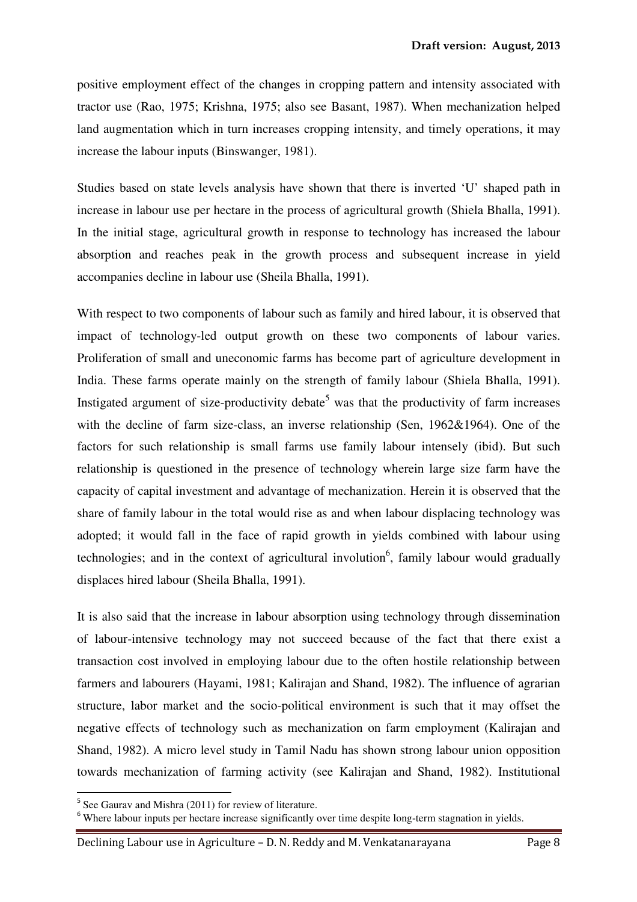positive employment effect of the changes in cropping pattern and intensity associated with tractor use (Rao, 1975; Krishna, 1975; also see Basant, 1987). When mechanization helped land augmentation which in turn increases cropping intensity, and timely operations, it may increase the labour inputs (Binswanger, 1981).

Studies based on state levels analysis have shown that there is inverted 'U' shaped path in increase in labour use per hectare in the process of agricultural growth (Shiela Bhalla, 1991). In the initial stage, agricultural growth in response to technology has increased the labour absorption and reaches peak in the growth process and subsequent increase in yield accompanies decline in labour use (Sheila Bhalla, 1991).

With respect to two components of labour such as family and hired labour, it is observed that impact of technology-led output growth on these two components of labour varies. Proliferation of small and uneconomic farms has become part of agriculture development in India. These farms operate mainly on the strength of family labour (Shiela Bhalla, 1991). Instigated argument of size-productivity debate[5] was that the productivity of farm increases with the decline of farm size-class, an inverse relationship (Sen, 1962&1964). One of the factors for such relationship is small farms use family labour intensely (ibid). But such relationship is questioned in the presence of technology wherein large size farm have the capacity of capital investment and advantage of mechanization. Herein it is observed that the share of family labour in the total would rise as and when labour displacing technology was adopted; it would fall in the face of rapid growth in yields combined with labour using technologies; and in the context of agricultural involution[6], family labour would gradually displaces hired labour (Sheila Bhalla, 1991).

It is also said that the increase in labour absorption using technology through dissemination of labour-intensive technology may not succeed because of the fact that there exist a transaction cost involved in employing labour due to the often hostile relationship between farmers and labourers (Hayami, 1981; Kalirajan and Shand, 1982). The influence of agrarian structure, labor market and the socio-political environment is such that it may offset the negative effects of technology such as mechanization on farm employment (Kalirajan and Shand, 1982). A micro level study in Tamil Nadu has shown strong labour union opposition towards mechanization of farming activity (see Kalirajan and Shand, 1982). Institutional

[5] See Gaurav and Mishra (2011) for review of literature.

[6] Where labour inputs per hectare increase significantly over time despite long-term stagnation in yields.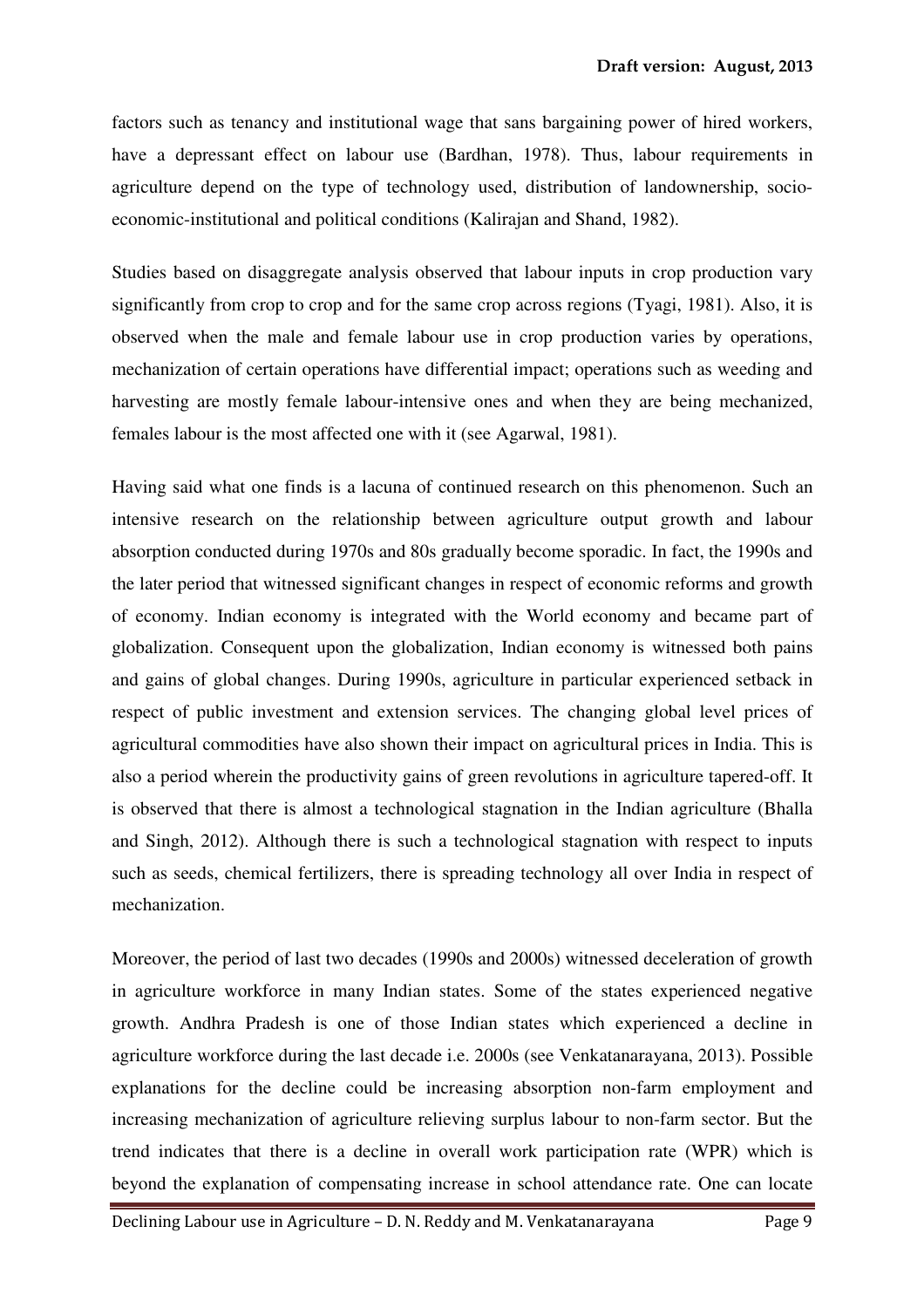factors such as tenancy and institutional wage that sans bargaining power of hired workers, have a depressant effect on labour use (Bardhan, 1978). Thus, labour requirements in agriculture depend on the type of technology used, distribution of landownership, socio-economic-institutional and political conditions (Kalirajan and Shand, 1982).

Studies based on disaggregate analysis observed that labour inputs in crop production vary significantly from crop to crop and for the same crop across regions (Tyagi, 1981). Also, it is observed when the male and female labour use in crop production varies by operations, mechanization of certain operations have differential impact; operations such as weeding and harvesting are mostly female labour-intensive ones and when they are being mechanized, females labour is the most affected one with it (see Agarwal, 1981).

Having said what one finds is a lacuna of continued research on this phenomenon. Such an intensive research on the relationship between agriculture output growth and labour absorption conducted during 1970s and 80s gradually become sporadic. In fact, the 1990s and the later period that witnessed significant changes in respect of economic reforms and growth of economy. Indian economy is integrated with the World economy and became part of globalization. Consequent upon the globalization, Indian economy is witnessed both pains and gains of global changes. During 1990s, agriculture in particular experienced setback in respect of public investment and extension services. The changing global level prices of agricultural commodities have also shown their impact on agricultural prices in India. This is also a period wherein the productivity gains of green revolutions in agriculture tapered-off. It is observed that there is almost a technological stagnation in the Indian agriculture (Bhalla and Singh, 2012). Although there is such a technological stagnation with respect to inputs such as seeds, chemical fertilizers, there is spreading technology all over India in respect of mechanization.

Moreover, the period of last two decades (1990s and 2000s) witnessed deceleration of growth in agriculture workforce in many Indian states. Some of the states experienced negative growth. Andhra Pradesh is one of those Indian states which experienced a decline in agriculture workforce during the last decade i.e. 2000s (see Venkatanarayana, 2013). Possible explanations for the decline could be increasing absorption non-farm employment and increasing mechanization of agriculture relieving surplus labour to non-farm sector. But the trend indicates that there is a decline in overall work participation rate (WPR) which is beyond the explanation of compensating increase in school attendance rate. One can locate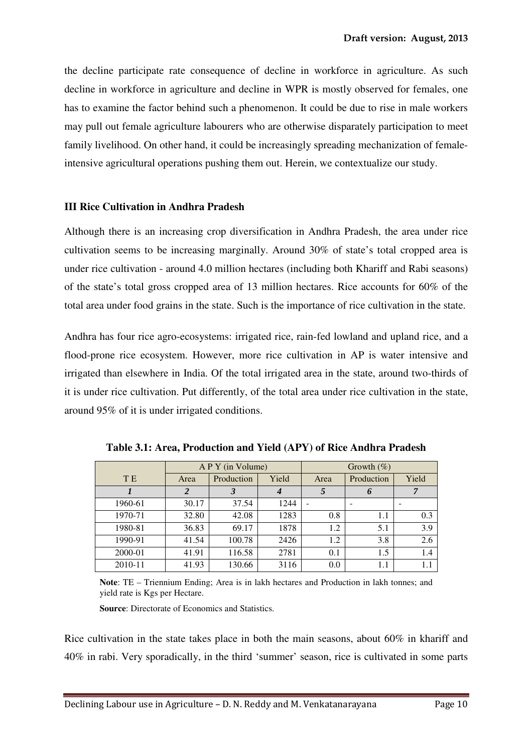the decline participate rate consequence of decline in workforce in agriculture. As such decline in workforce in agriculture and decline in WPR is mostly observed for females, one has to examine the factor behind such a phenomenon. It could be due to rise in male workers may pull out female agriculture labourers who are otherwise disparately participation to meet family livelihood. On other hand, it could be increasingly spreading mechanization of female-intensive agricultural operations pushing them out. Herein, we contextualize our study.

## III Rice Cultivation in Andhra Pradesh

Although there is an increasing crop diversification in Andhra Pradesh, the area under rice cultivation seems to be increasing marginally. Around 30% of state's total cropped area is under rice cultivation - around 4.0 million hectares (including both Khariff and Rabi seasons) of the state's total gross cropped area of 13 million hectares. Rice accounts for 60% of the total area under food grains in the state. Such is the importance of rice cultivation in the state.

Andhra has four rice agro-ecosystems: irrigated rice, rain-fed lowland and upland rice, and a flood-prone rice ecosystem. However, more rice cultivation in AP is water intensive and irrigated than elsewhere in India. Of the total irrigated area in the state, around two-thirds of it is under rice cultivation. Put differently, of the total area under rice cultivation in the state, around 95% of it is under irrigated conditions.

**Table 3.1: Area, Production and Yield (APY) of Rice Andhra Pradesh**

| | A P Y (in Volume) | | | Growth (%) | | |
|---|---|---|---|---|---|---|
| T E | Area | Production | Yield | Area | Production | Yield |
| *1* | *2* | *3* | *4* | *5* | *6* | *7* |
| 1960-61 | 30.17 | 37.54 | 1244 | - | - | - |
| 1970-71 | 32.80 | 42.08 | 1283 | 0.8 | 1.1 | 0.3 |
| 1980-81 | 36.83 | 69.17 | 1878 | 1.2 | 5.1 | 3.9 |
| 1990-91 | 41.54 | 100.78 | 2426 | 1.2 | 3.8 | 2.6 |
| 2000-01 | 41.91 | 116.58 | 2781 | 0.1 | 1.5 | 1.4 |
| 2010-11 | 41.93 | 130.66 | 3116 | 0.0 | 1.1 | 1.1 |

**Note**: TE – Triennium Ending; Area is in lakh hectares and Production in lakh tonnes; and yield rate is Kgs per Hectare.

**Source**: Directorate of Economics and Statistics.

Rice cultivation in the state takes place in both the main seasons, about 60% in khariff and 40% in rabi. Very sporadically, in the third 'summer' season, rice is cultivated in some parts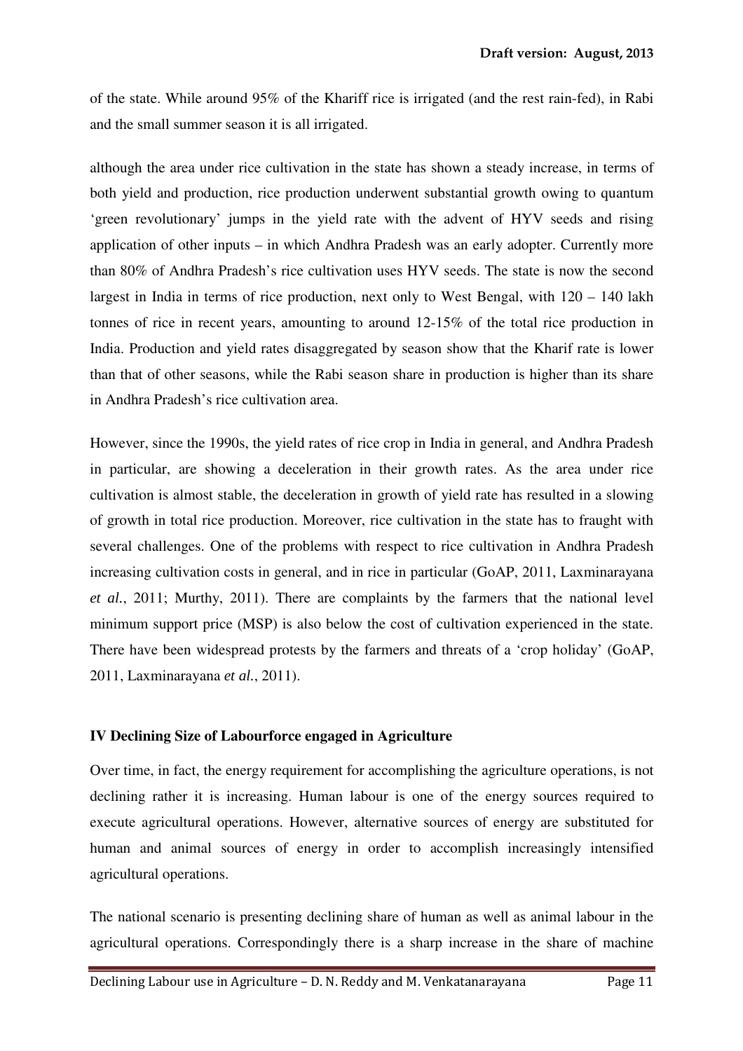of the state. While around 95% of the Khariff rice is irrigated (and the rest rain-fed), in Rabi and the small summer season it is all irrigated.

although the area under rice cultivation in the state has shown a steady increase, in terms of both yield and production, rice production underwent substantial growth owing to quantum 'green revolutionary' jumps in the yield rate with the advent of HYV seeds and rising application of other inputs – in which Andhra Pradesh was an early adopter. Currently more than 80% of Andhra Pradesh's rice cultivation uses HYV seeds. The state is now the second largest in India in terms of rice production, next only to West Bengal, with 120 – 140 lakh tonnes of rice in recent years, amounting to around 12-15% of the total rice production in India. Production and yield rates disaggregated by season show that the Kharif rate is lower than that of other seasons, while the Rabi season share in production is higher than its share in Andhra Pradesh's rice cultivation area.

However, since the 1990s, the yield rates of rice crop in India in general, and Andhra Pradesh in particular, are showing a deceleration in their growth rates. As the area under rice cultivation is almost stable, the deceleration in growth of yield rate has resulted in a slowing of growth in total rice production. Moreover, rice cultivation in the state has to fraught with several challenges. One of the problems with respect to rice cultivation in Andhra Pradesh increasing cultivation costs in general, and in rice in particular (GoAP, 2011, Laxminarayana *et al.*, 2011; Murthy, 2011). There are complaints by the farmers that the national level minimum support price (MSP) is also below the cost of cultivation experienced in the state. There have been widespread protests by the farmers and threats of a 'crop holiday' (GoAP, 2011, Laxminarayana *et al.*, 2011).

## IV Declining Size of Labourforce engaged in Agriculture

Over time, in fact, the energy requirement for accomplishing the agriculture operations, is not declining rather it is increasing. Human labour is one of the energy sources required to execute agricultural operations. However, alternative sources of energy are substituted for human and animal sources of energy in order to accomplish increasingly intensified agricultural operations.

The national scenario is presenting declining share of human as well as animal labour in the agricultural operations. Correspondingly there is a sharp increase in the share of machine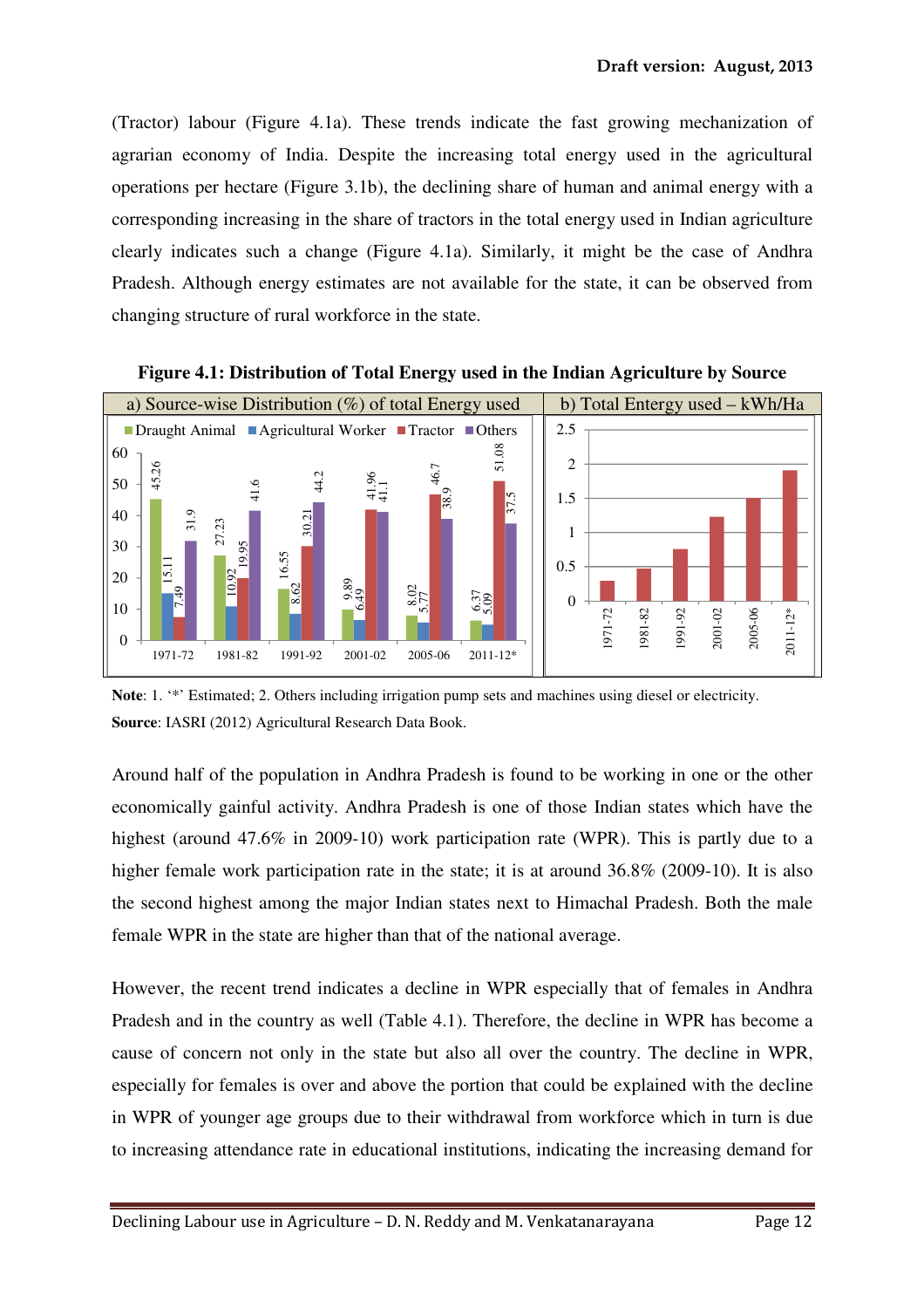(Tractor) labour (Figure 4.1a). These trends indicate the fast growing mechanization of agrarian economy of India. Despite the increasing total energy used in the agricultural operations per hectare (Figure 3.1b), the declining share of human and animal energy with a corresponding increasing in the share of tractors in the total energy used in Indian agriculture clearly indicates such a change (Figure 4.1a). Similarly, it might be the case of Andhra Pradesh. Although energy estimates are not available for the state, it can be observed from changing structure of rural workforce in the state.

**Figure 4.1: Distribution of Total Energy used in the Indian Agriculture by Source**

a) Source-wise Distribution (%) of total Energy used

| Year | Draught Animal | Agricultural Worker | Tractor | Others |
|---|---|---|---|---|
| 1971-72 | 45.26 | 15.11 | 7.49 | 31.9 |
| 1981-82 | 27.23 | 10.92 | 19.95 | 41.6 |
| 1991-92 | 16.55 | 8.62 | 30.21 | 44.2 |
| 2001-02 | 9.89 | 6.49 | 41.96 | 41.1 |
| 2005-06 | 8.02 | 5.77 | 46.7 | 38.9 |
| 2011-12* | 6.37 | 5.09 | 51.08 | 37.5 |

b) Total Entergy used – kWh/Ha

(Years: 1971-72, 1981-82, 1991-92, 2001-02, 2005-06, 2011-12*)

**Note**: 1. '*' Estimated; 2. Others including irrigation pump sets and machines using diesel or electricity.
**Source**: IASRI (2012) Agricultural Research Data Book.

Around half of the population in Andhra Pradesh is found to be working in one or the other economically gainful activity. Andhra Pradesh is one of those Indian states which have the highest (around 47.6% in 2009-10) work participation rate (WPR). This is partly due to a higher female work participation rate in the state; it is at around 36.8% (2009-10). It is also the second highest among the major Indian states next to Himachal Pradesh. Both the male female WPR in the state are higher than that of the national average.

However, the recent trend indicates a decline in WPR especially that of females in Andhra Pradesh and in the country as well (Table 4.1). Therefore, the decline in WPR has become a cause of concern not only in the state but also all over the country. The decline in WPR, especially for females is over and above the portion that could be explained with the decline in WPR of younger age groups due to their withdrawal from workforce which in turn is due to increasing attendance rate in educational institutions, indicating the increasing demand for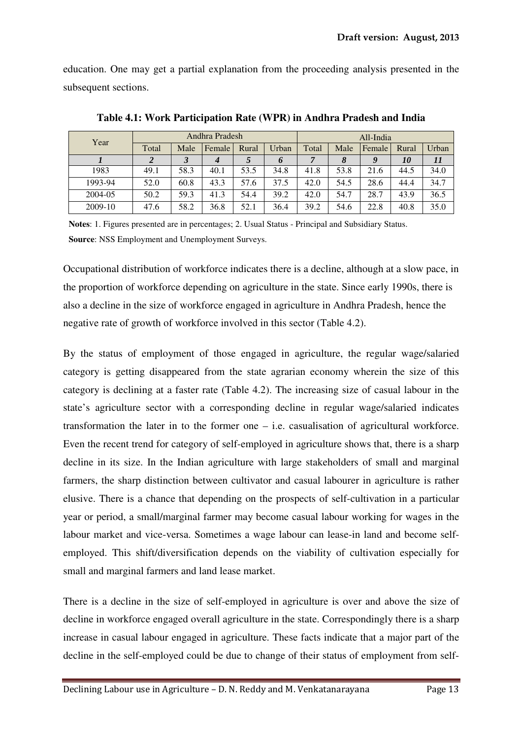education. One may get a partial explanation from the proceeding analysis presented in the subsequent sections.

**Table 4.1: Work Participation Rate (WPR) in Andhra Pradesh and India**

| Year | Andhra Pradesh | | | | | All-India | | | | |
|---|---|---|---|---|---|---|---|---|---|---|
| | Total | Male | Female | Rural | Urban | Total | Male | Female | Rural | Urban |
| ***1*** | ***2*** | ***3*** | ***4*** | ***5*** | ***6*** | ***7*** | ***8*** | ***9*** | ***10*** | ***11*** |
| 1983 | 49.1 | 58.3 | 40.1 | 53.5 | 34.8 | 41.8 | 53.8 | 21.6 | 44.5 | 34.0 |
| 1993-94 | 52.0 | 60.8 | 43.3 | 57.6 | 37.5 | 42.0 | 54.5 | 28.6 | 44.4 | 34.7 |
| 2004-05 | 50.2 | 59.3 | 41.3 | 54.4 | 39.2 | 42.0 | 54.7 | 28.7 | 43.9 | 36.5 |
| 2009-10 | 47.6 | 58.2 | 36.8 | 52.1 | 36.4 | 39.2 | 54.6 | 22.8 | 40.8 | 35.0 |

**Notes**: 1. Figures presented are in percentages; 2. Usual Status - Principal and Subsidiary Status.
**Source**: NSS Employment and Unemployment Surveys.

Occupational distribution of workforce indicates there is a decline, although at a slow pace, in the proportion of workforce depending on agriculture in the state. Since early 1990s, there is also a decline in the size of workforce engaged in agriculture in Andhra Pradesh, hence the negative rate of growth of workforce involved in this sector (Table 4.2).

By the status of employment of those engaged in agriculture, the regular wage/salaried category is getting disappeared from the state agrarian economy wherein the size of this category is declining at a faster rate (Table 4.2). The increasing size of casual labour in the state's agriculture sector with a corresponding decline in regular wage/salaried indicates transformation the later in to the former one – i.e. casualisation of agricultural workforce. Even the recent trend for category of self-employed in agriculture shows that, there is a sharp decline in its size. In the Indian agriculture with large stakeholders of small and marginal farmers, the sharp distinction between cultivator and casual labourer in agriculture is rather elusive. There is a chance that depending on the prospects of self-cultivation in a particular year or period, a small/marginal farmer may become casual labour working for wages in the labour market and vice-versa. Sometimes a wage labour can lease-in land and become self-employed. This shift/diversification depends on the viability of cultivation especially for small and marginal farmers and land lease market.

There is a decline in the size of self-employed in agriculture is over and above the size of decline in workforce engaged overall agriculture in the state. Correspondingly there is a sharp increase in casual labour engaged in agriculture. These facts indicate that a major part of the decline in the self-employed could be due to change of their status of employment from self-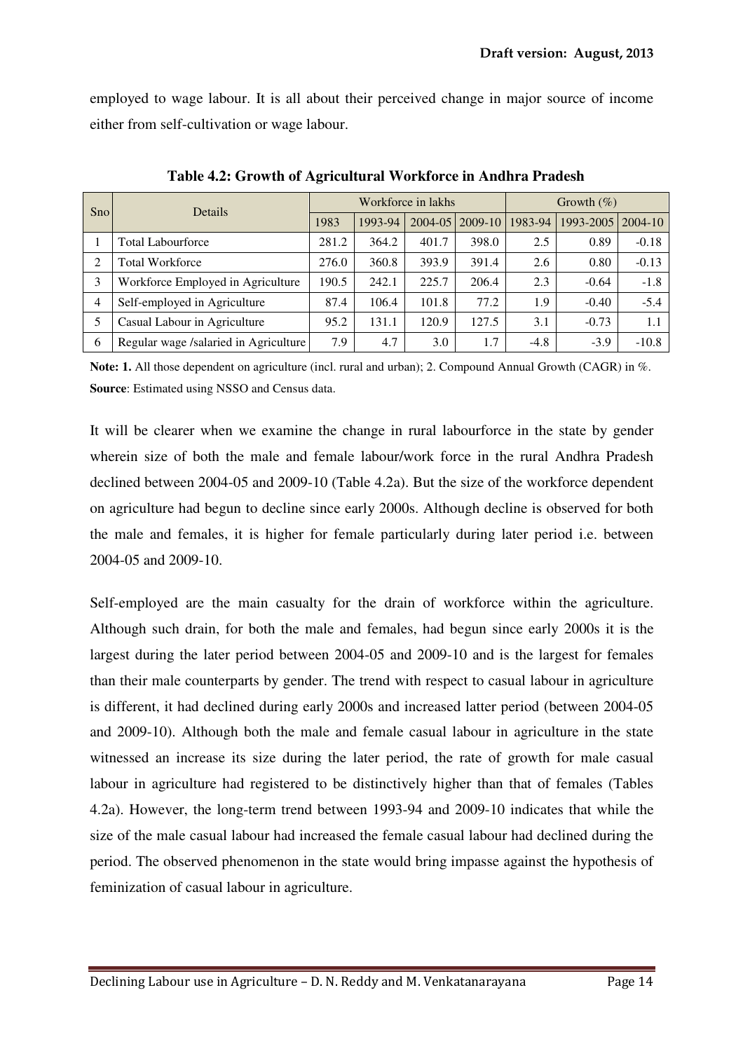employed to wage labour. It is all about their perceived change in major source of income either from self-cultivation or wage labour.

**Table 4.2: Growth of Agricultural Workforce in Andhra Pradesh**

| Sno | Details | Workforce in lakhs | | | | Growth (%) | | |
|---|---|---|---|---|---|---|---|---|
| | | 1983 | 1993-94 | 2004-05 | 2009-10 | 1983-94 | 1993-2005 | 2004-10 |
| 1 | Total Labourforce | 281.2 | 364.2 | 401.7 | 398.0 | 2.5 | 0.89 | -0.18 |
| 2 | Total Workforce | 276.0 | 360.8 | 393.9 | 391.4 | 2.6 | 0.80 | -0.13 |
| 3 | Workforce Employed in Agriculture | 190.5 | 242.1 | 225.7 | 206.4 | 2.3 | -0.64 | -1.8 |
| 4 | Self-employed in Agriculture | 87.4 | 106.4 | 101.8 | 77.2 | 1.9 | -0.40 | -5.4 |
| 5 | Casual Labour in Agriculture | 95.2 | 131.1 | 120.9 | 127.5 | 3.1 | -0.73 | 1.1 |
| 6 | Regular wage /salaried in Agriculture | 7.9 | 4.7 | 3.0 | 1.7 | -4.8 | -3.9 | -10.8 |

**Note: 1.** All those dependent on agriculture (incl. rural and urban); 2. Compound Annual Growth (CAGR) in %.
**Source**: Estimated using NSSO and Census data.

It will be clearer when we examine the change in rural labourforce in the state by gender wherein size of both the male and female labour/work force in the rural Andhra Pradesh declined between 2004-05 and 2009-10 (Table 4.2a). But the size of the workforce dependent on agriculture had begun to decline since early 2000s. Although decline is observed for both the male and females, it is higher for female particularly during later period i.e. between 2004-05 and 2009-10.

Self-employed are the main casualty for the drain of workforce within the agriculture. Although such drain, for both the male and females, had begun since early 2000s it is the largest during the later period between 2004-05 and 2009-10 and is the largest for females than their male counterparts by gender. The trend with respect to casual labour in agriculture is different, it had declined during early 2000s and increased latter period (between 2004-05 and 2009-10). Although both the male and female casual labour in agriculture in the state witnessed an increase its size during the later period, the rate of growth for male casual labour in agriculture had registered to be distinctively higher than that of females (Tables 4.2a). However, the long-term trend between 1993-94 and 2009-10 indicates that while the size of the male casual labour had increased the female casual labour had declined during the period. The observed phenomenon in the state would bring impasse against the hypothesis of feminization of casual labour in agriculture.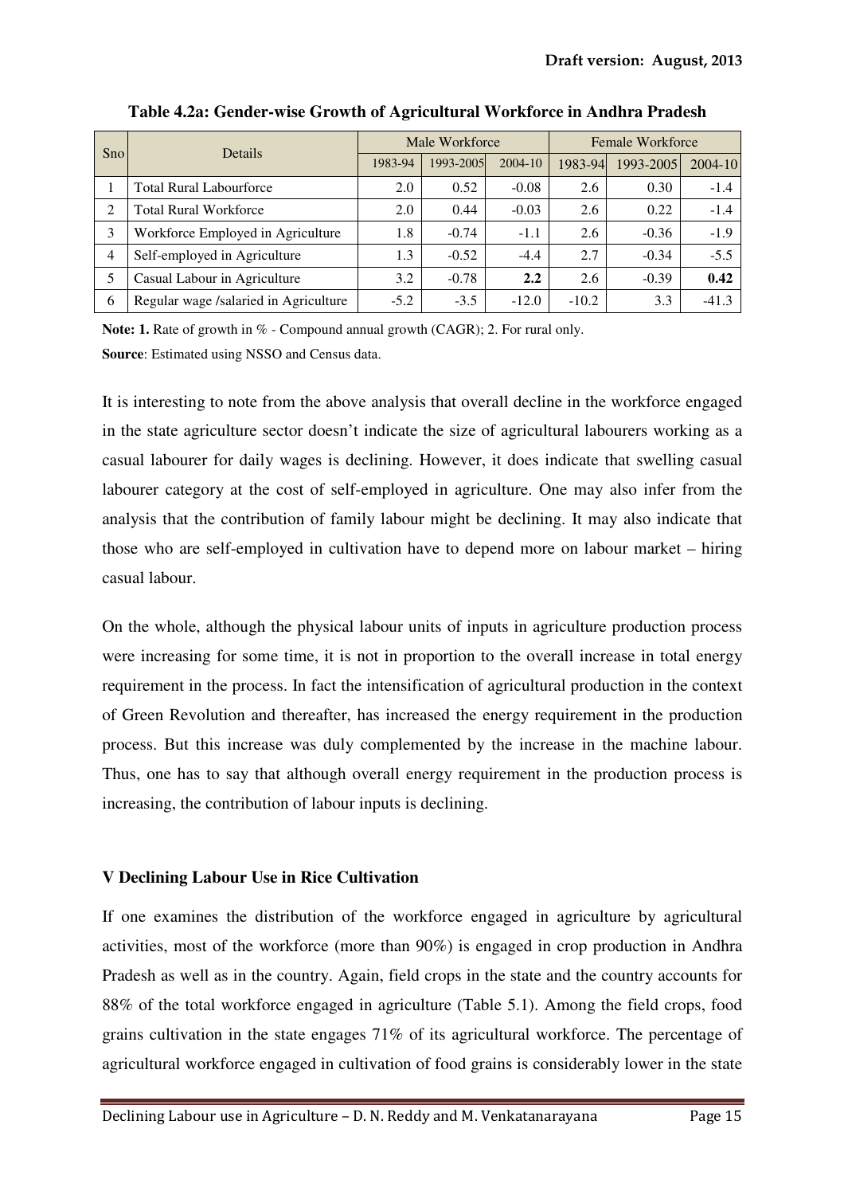**Table 4.2a: Gender-wise Growth of Agricultural Workforce in Andhra Pradesh**

| Sno | Details | Male Workforce | | | Female Workforce | | |
|---|---|---|---|---|---|---|---|
| | | 1983-94 | 1993-2005 | 2004-10 | 1983-94 | 1993-2005 | 2004-10 |
| 1 | Total Rural Labourforce | 2.0 | 0.52 | -0.08 | 2.6 | 0.30 | -1.4 |
| 2 | Total Rural Workforce | 2.0 | 0.44 | -0.03 | 2.6 | 0.22 | -1.4 |
| 3 | Workforce Employed in Agriculture | 1.8 | -0.74 | -1.1 | 2.6 | -0.36 | -1.9 |
| 4 | Self-employed in Agriculture | 1.3 | -0.52 | -4.4 | 2.7 | -0.34 | -5.5 |
| 5 | Casual Labour in Agriculture | 3.2 | -0.78 | **2.2** | 2.6 | -0.39 | **0.42** |
| 6 | Regular wage /salaried in Agriculture | -5.2 | -3.5 | -12.0 | -10.2 | 3.3 | -41.3 |

**Note: 1.** Rate of growth in % - Compound annual growth (CAGR); 2. For rural only.

**Source**: Estimated using NSSO and Census data.

It is interesting to note from the above analysis that overall decline in the workforce engaged in the state agriculture sector doesn't indicate the size of agricultural labourers working as a casual labourer for daily wages is declining. However, it does indicate that swelling casual labourer category at the cost of self-employed in agriculture. One may also infer from the analysis that the contribution of family labour might be declining. It may also indicate that those who are self-employed in cultivation have to depend more on labour market – hiring casual labour.

On the whole, although the physical labour units of inputs in agriculture production process were increasing for some time, it is not in proportion to the overall increase in total energy requirement in the process. In fact the intensification of agricultural production in the context of Green Revolution and thereafter, has increased the energy requirement in the production process. But this increase was duly complemented by the increase in the machine labour. Thus, one has to say that although overall energy requirement in the production process is increasing, the contribution of labour inputs is declining.

## V Declining Labour Use in Rice Cultivation

If one examines the distribution of the workforce engaged in agriculture by agricultural activities, most of the workforce (more than 90%) is engaged in crop production in Andhra Pradesh as well as in the country. Again, field crops in the state and the country accounts for 88% of the total workforce engaged in agriculture (Table 5.1). Among the field crops, food grains cultivation in the state engages 71% of its agricultural workforce. The percentage of agricultural workforce engaged in cultivation of food grains is considerably lower in the state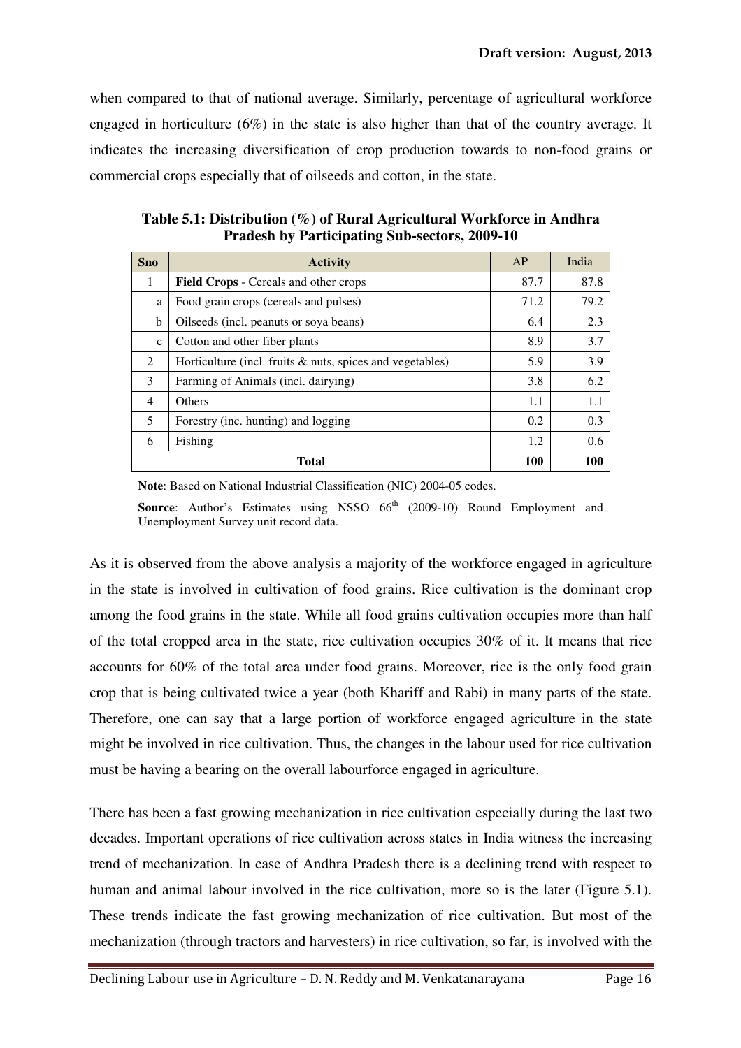when compared to that of national average. Similarly, percentage of agricultural workforce engaged in horticulture (6%) in the state is also higher than that of the country average. It indicates the increasing diversification of crop production towards to non-food grains or commercial crops especially that of oilseeds and cotton, in the state.

**Table 5.1: Distribution (%) of Rural Agricultural Workforce in Andhra Pradesh by Participating Sub-sectors, 2009-10**

| Sno | Activity | AP | India |
|---|---|---|---|
| 1 | **Field Crops** - Cereals and other crops | 87.7 | 87.8 |
| a | Food grain crops (cereals and pulses) | 71.2 | 79.2 |
| b | Oilseeds (incl. peanuts or soya beans) | 6.4 | 2.3 |
| c | Cotton and other fiber plants | 8.9 | 3.7 |
| 2 | Horticulture (incl. fruits & nuts, spices and vegetables) | 5.9 | 3.9 |
| 3 | Farming of Animals (incl. dairying) | 3.8 | 6.2 |
| 4 | Others | 1.1 | 1.1 |
| 5 | Forestry (inc. hunting) and logging | 0.2 | 0.3 |
| 6 | Fishing | 1.2 | 0.6 |
| | **Total** | **100** | **100** |

**Note**: Based on National Industrial Classification (NIC) 2004-05 codes.

**Source**: Author's Estimates using NSSO 66[th] (2009-10) Round Employment and Unemployment Survey unit record data.

As it is observed from the above analysis a majority of the workforce engaged in agriculture in the state is involved in cultivation of food grains. Rice cultivation is the dominant crop among the food grains in the state. While all food grains cultivation occupies more than half of the total cropped area in the state, rice cultivation occupies 30% of it. It means that rice accounts for 60% of the total area under food grains. Moreover, rice is the only food grain crop that is being cultivated twice a year (both Khariff and Rabi) in many parts of the state. Therefore, one can say that a large portion of workforce engaged agriculture in the state might be involved in rice cultivation. Thus, the changes in the labour used for rice cultivation must be having a bearing on the overall labourforce engaged in agriculture.

There has been a fast growing mechanization in rice cultivation especially during the last two decades. Important operations of rice cultivation across states in India witness the increasing trend of mechanization. In case of Andhra Pradesh there is a declining trend with respect to human and animal labour involved in the rice cultivation, more so is the later (Figure 5.1). These trends indicate the fast growing mechanization of rice cultivation. But most of the mechanization (through tractors and harvesters) in rice cultivation, so far, is involved with the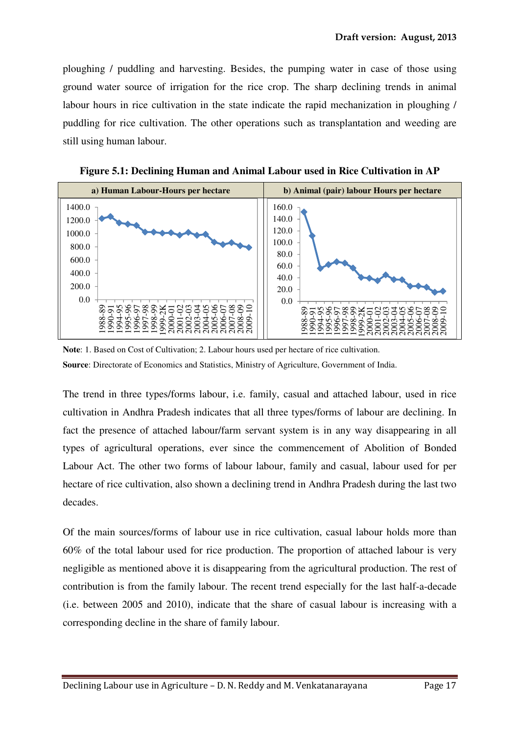ploughing / puddling and harvesting. Besides, the pumping water in case of those using ground water source of irrigation for the rice crop. The sharp declining trends in animal labour hours in rice cultivation in the state indicate the rapid mechanization in ploughing / puddling for rice cultivation. The other operations such as transplantation and weeding are still using human labour.

**Figure 5.1: Declining Human and Animal Labour used in Rice Cultivation in AP**

| a) Human Labour-Hours per hectare | b) Animal (pair) labour Hours per hectare |
|---|---|

**Note**: 1. Based on Cost of Cultivation; 2. Labour hours used per hectare of rice cultivation.

**Source**: Directorate of Economics and Statistics, Ministry of Agriculture, Government of India.

The trend in three types/forms labour, i.e. family, casual and attached labour, used in rice cultivation in Andhra Pradesh indicates that all three types/forms of labour are declining. In fact the presence of attached labour/farm servant system is in any way disappearing in all types of agricultural operations, ever since the commencement of Abolition of Bonded Labour Act. The other two forms of labour labour, family and casual, labour used for per hectare of rice cultivation, also shown a declining trend in Andhra Pradesh during the last two decades.

Of the main sources/forms of labour use in rice cultivation, casual labour holds more than 60% of the total labour used for rice production. The proportion of attached labour is very negligible as mentioned above it is disappearing from the agricultural production. The rest of contribution is from the family labour. The recent trend especially for the last half-a-decade (i.e. between 2005 and 2010), indicate that the share of casual labour is increasing with a corresponding decline in the share of family labour.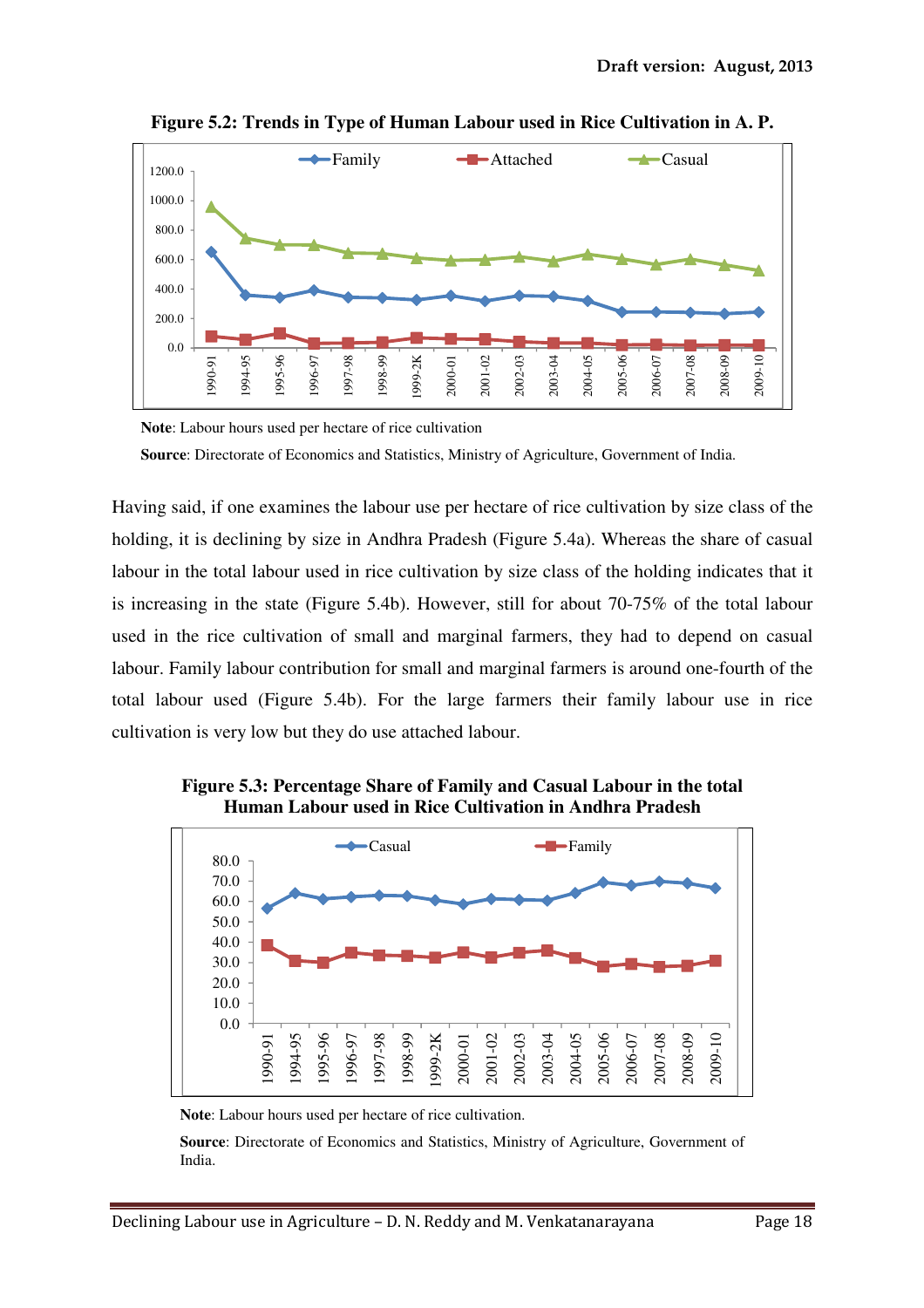**Figure 5.2: Trends in Type of Human Labour used in Rice Cultivation in A. P.**

**Note**: Labour hours used per hectare of rice cultivation

**Source**: Directorate of Economics and Statistics, Ministry of Agriculture, Government of India.

Having said, if one examines the labour use per hectare of rice cultivation by size class of the holding, it is declining by size in Andhra Pradesh (Figure 5.4a). Whereas the share of casual labour in the total labour used in rice cultivation by size class of the holding indicates that it is increasing in the state (Figure 5.4b). However, still for about 70-75% of the total labour used in the rice cultivation of small and marginal farmers, they had to depend on casual labour. Family labour contribution for small and marginal farmers is around one-fourth of the total labour used (Figure 5.4b). For the large farmers their family labour use in rice cultivation is very low but they do use attached labour.

**Figure 5.3: Percentage Share of Family and Casual Labour in the total Human Labour used in Rice Cultivation in Andhra Pradesh**

**Note**: Labour hours used per hectare of rice cultivation.

**Source**: Directorate of Economics and Statistics, Ministry of Agriculture, Government of India.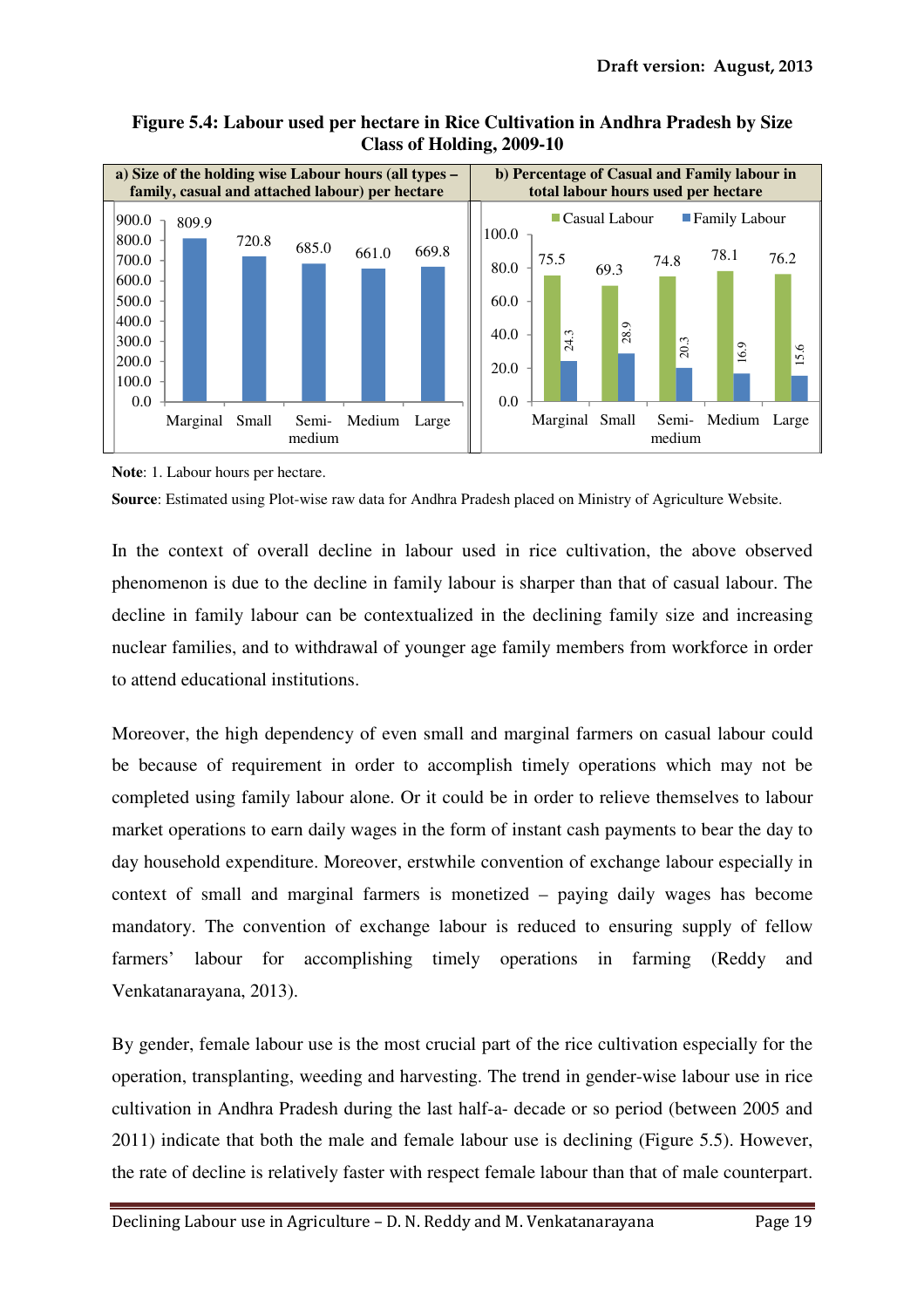**Figure 5.4: Labour used per hectare in Rice Cultivation in Andhra Pradesh by Size Class of Holding, 2009-10**

a) Size of the holding wise Labour hours (all types – family, casual and attached labour) per hectare

| Size class | Labour hours per hectare |
|---|---|
| Marginal | 809.9 |
| Small | 720.8 |
| Semi-medium | 685.0 |
| Medium | 661.0 |
| Large | 669.8 |

b) Percentage of Casual and Family labour in total labour hours used per hectare

| Size class | Casual Labour | Family Labour |
|---|---|---|
| Marginal | 75.5 | 24.3 |
| Small | 69.3 | 28.9 |
| Semi-medium | 74.8 | 20.3 |
| Medium | 78.1 | 16.9 |
| Large | 76.2 | 15.6 |

**Note**: 1. Labour hours per hectare.

**Source**: Estimated using Plot-wise raw data for Andhra Pradesh placed on Ministry of Agriculture Website.

In the context of overall decline in labour used in rice cultivation, the above observed phenomenon is due to the decline in family labour is sharper than that of casual labour. The decline in family labour can be contextualized in the declining family size and increasing nuclear families, and to withdrawal of younger age family members from workforce in order to attend educational institutions.

Moreover, the high dependency of even small and marginal farmers on casual labour could be because of requirement in order to accomplish timely operations which may not be completed using family labour alone. Or it could be in order to relieve themselves to labour market operations to earn daily wages in the form of instant cash payments to bear the day to day household expenditure. Moreover, erstwhile convention of exchange labour especially in context of small and marginal farmers is monetized – paying daily wages has become mandatory. The convention of exchange labour is reduced to ensuring supply of fellow farmers' labour for accomplishing timely operations in farming (Reddy and Venkatanarayana, 2013).

By gender, female labour use is the most crucial part of the rice cultivation especially for the operation, transplanting, weeding and harvesting. The trend in gender-wise labour use in rice cultivation in Andhra Pradesh during the last half-a- decade or so period (between 2005 and 2011) indicate that both the male and female labour use is declining (Figure 5.5). However, the rate of decline is relatively faster with respect female labour than that of male counterpart.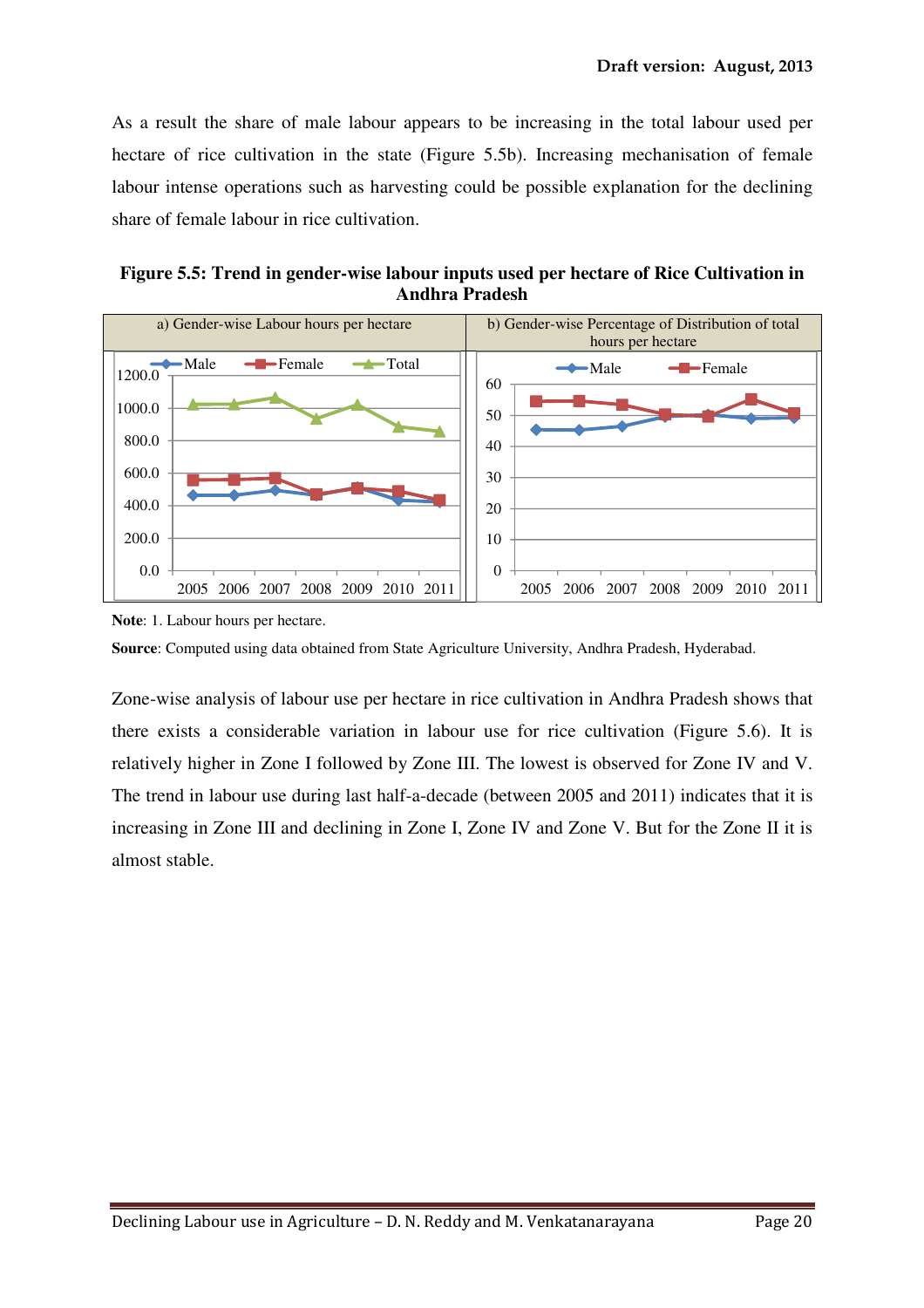As a result the share of male labour appears to be increasing in the total labour used per hectare of rice cultivation in the state (Figure 5.5b). Increasing mechanisation of female labour intense operations such as harvesting could be possible explanation for the declining share of female labour in rice cultivation.

**Figure 5.5: Trend in gender-wise labour inputs used per hectare of Rice Cultivation in Andhra Pradesh**

| a) Gender-wise Labour hours per hectare | b) Gender-wise Percentage of Distribution of total hours per hectare |
|---|---|

**Note**: 1. Labour hours per hectare.

**Source**: Computed using data obtained from State Agriculture University, Andhra Pradesh, Hyderabad.

Zone-wise analysis of labour use per hectare in rice cultivation in Andhra Pradesh shows that there exists a considerable variation in labour use for rice cultivation (Figure 5.6). It is relatively higher in Zone I followed by Zone III. The lowest is observed for Zone IV and V. The trend in labour use during last half-a-decade (between 2005 and 2011) indicates that it is increasing in Zone III and declining in Zone I, Zone IV and Zone V. But for the Zone II it is almost stable.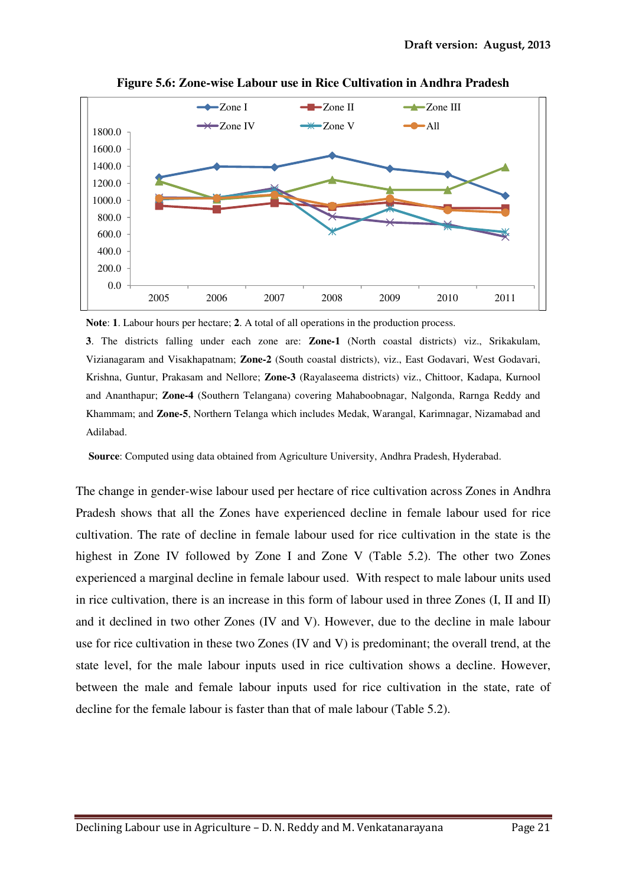**Figure 5.6: Zone-wise Labour use in Rice Cultivation in Andhra Pradesh**

**Note**: **1**. Labour hours per hectare; **2**. A total of all operations in the production process.

**3**. The districts falling under each zone are: **Zone-1** (North coastal districts) viz., Srikakulam, Vizianagaram and Visakhapatnam; **Zone-2** (South coastal districts), viz., East Godavari, West Godavari, Krishna, Guntur, Prakasam and Nellore; **Zone-3** (Rayalaseema districts) viz., Chittoor, Kadapa, Kurnool and Ananthapur; **Zone-4** (Southern Telangana) covering Mahaboobnagar, Nalgonda, Rarnga Reddy and Khammam; and **Zone-5**, Northern Telanga which includes Medak, Warangal, Karimnagar, Nizamabad and Adilabad.

**Source**: Computed using data obtained from Agriculture University, Andhra Pradesh, Hyderabad.

The change in gender-wise labour used per hectare of rice cultivation across Zones in Andhra Pradesh shows that all the Zones have experienced decline in female labour used for rice cultivation. The rate of decline in female labour used for rice cultivation in the state is the highest in Zone IV followed by Zone I and Zone V (Table 5.2). The other two Zones experienced a marginal decline in female labour used. With respect to male labour units used in rice cultivation, there is an increase in this form of labour used in three Zones (I, II and II) and it declined in two other Zones (IV and V). However, due to the decline in male labour use for rice cultivation in these two Zones (IV and V) is predominant; the overall trend, at the state level, for the male labour inputs used in rice cultivation shows a decline. However, between the male and female labour inputs used for rice cultivation in the state, rate of decline for the female labour is faster than that of male labour (Table 5.2).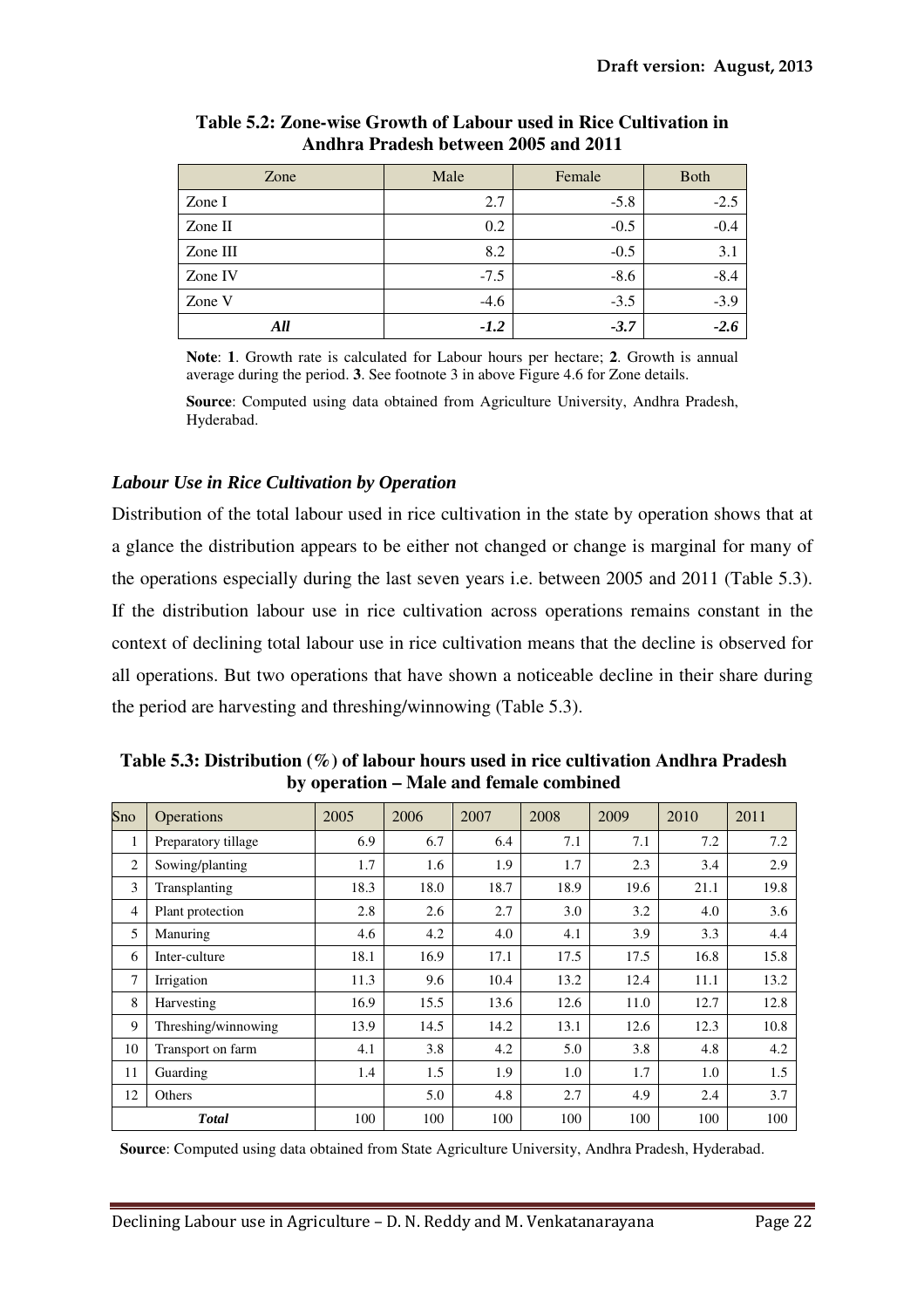**Table 5.2: Zone-wise Growth of Labour used in Rice Cultivation in Andhra Pradesh between 2005 and 2011**

| Zone | Male | Female | Both |
|---|---|---|---|
| Zone I | 2.7 | -5.8 | -2.5 |
| Zone II | 0.2 | -0.5 | -0.4 |
| Zone III | 8.2 | -0.5 | 3.1 |
| Zone IV | -7.5 | -8.6 | -8.4 |
| Zone V | -4.6 | -3.5 | -3.9 |
| ***All*** | ***-1.2*** | ***-3.7*** | ***-2.6*** |

**Note**: **1**. Growth rate is calculated for Labour hours per hectare; **2**. Growth is annual average during the period. **3**. See footnote 3 in above Figure 4.6 for Zone details.

**Source**: Computed using data obtained from Agriculture University, Andhra Pradesh, Hyderabad.

### *Labour Use in Rice Cultivation by Operation*

Distribution of the total labour used in rice cultivation in the state by operation shows that at a glance the distribution appears to be either not changed or change is marginal for many of the operations especially during the last seven years i.e. between 2005 and 2011 (Table 5.3). If the distribution labour use in rice cultivation across operations remains constant in the context of declining total labour use in rice cultivation means that the decline is observed for all operations. But two operations that have shown a noticeable decline in their share during the period are harvesting and threshing/winnowing (Table 5.3).

**Table 5.3: Distribution (%) of labour hours used in rice cultivation Andhra Pradesh by operation – Male and female combined**

| Sno | Operations | 2005 | 2006 | 2007 | 2008 | 2009 | 2010 | 2011 |
|---|---|---|---|---|---|---|---|---|
| 1 | Preparatory tillage | 6.9 | 6.7 | 6.4 | 7.1 | 7.1 | 7.2 | 7.2 |
| 2 | Sowing/planting | 1.7 | 1.6 | 1.9 | 1.7 | 2.3 | 3.4 | 2.9 |
| 3 | Transplanting | 18.3 | 18.0 | 18.7 | 18.9 | 19.6 | 21.1 | 19.8 |
| 4 | Plant protection | 2.8 | 2.6 | 2.7 | 3.0 | 3.2 | 4.0 | 3.6 |
| 5 | Manuring | 4.6 | 4.2 | 4.0 | 4.1 | 3.9 | 3.3 | 4.4 |
| 6 | Inter-culture | 18.1 | 16.9 | 17.1 | 17.5 | 17.5 | 16.8 | 15.8 |
| 7 | Irrigation | 11.3 | 9.6 | 10.4 | 13.2 | 12.4 | 11.1 | 13.2 |
| 8 | Harvesting | 16.9 | 15.5 | 13.6 | 12.6 | 11.0 | 12.7 | 12.8 |
| 9 | Threshing/winnowing | 13.9 | 14.5 | 14.2 | 13.1 | 12.6 | 12.3 | 10.8 |
| 10 | Transport on farm | 4.1 | 3.8 | 4.2 | 5.0 | 3.8 | 4.8 | 4.2 |
| 11 | Guarding | 1.4 | 1.5 | 1.9 | 1.0 | 1.7 | 1.0 | 1.5 |
| 12 | Others | | 5.0 | 4.8 | 2.7 | 4.9 | 2.4 | 3.7 |
| ***Total*** | | 100 | 100 | 100 | 100 | 100 | 100 | 100 |

**Source**: Computed using data obtained from State Agriculture University, Andhra Pradesh, Hyderabad.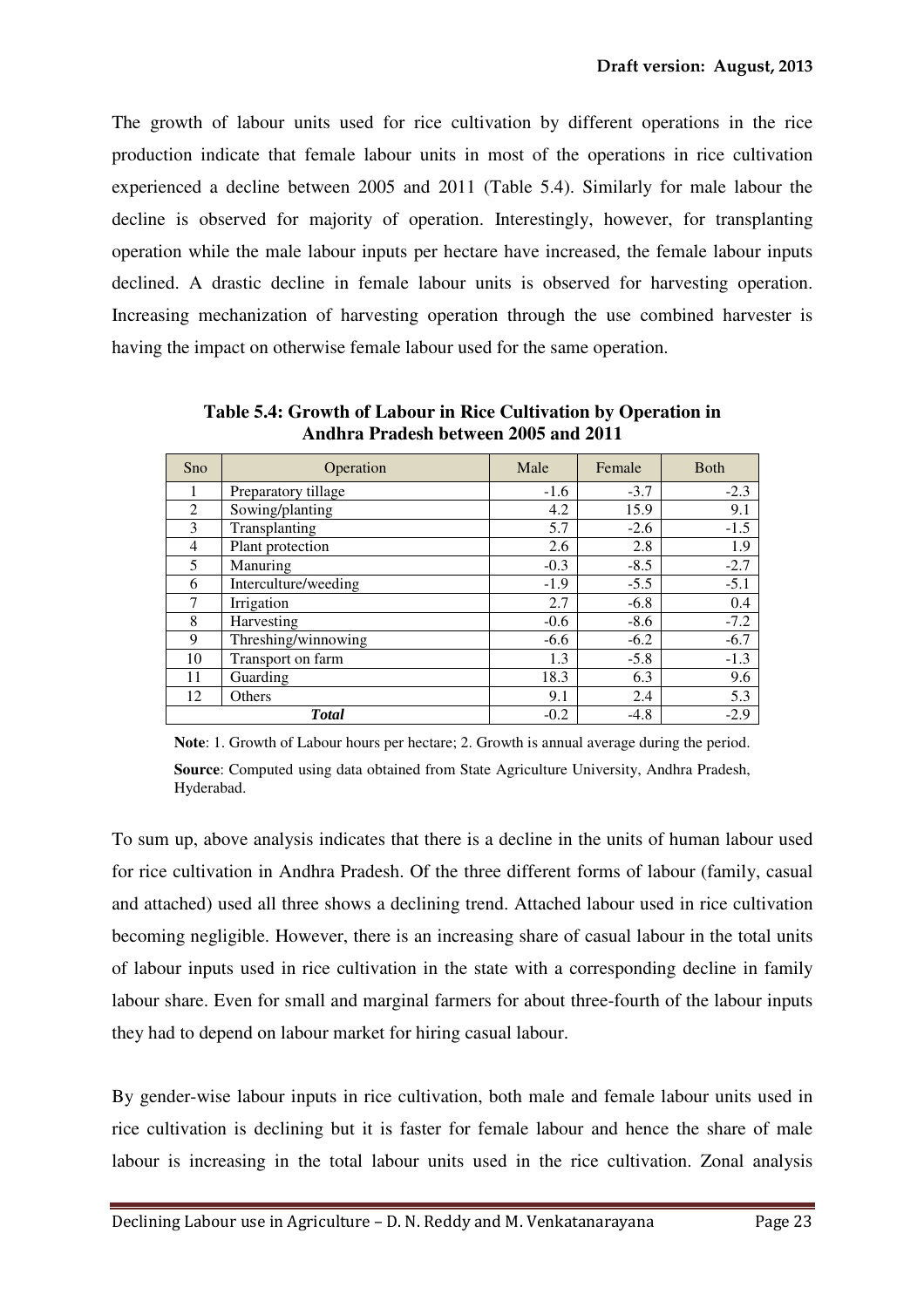The growth of labour units used for rice cultivation by different operations in the rice production indicate that female labour units in most of the operations in rice cultivation experienced a decline between 2005 and 2011 (Table 5.4). Similarly for male labour the decline is observed for majority of operation. Interestingly, however, for transplanting operation while the male labour inputs per hectare have increased, the female labour inputs declined. A drastic decline in female labour units is observed for harvesting operation. Increasing mechanization of harvesting operation through the use combined harvester is having the impact on otherwise female labour used for the same operation.

**Table 5.4: Growth of Labour in Rice Cultivation by Operation in Andhra Pradesh between 2005 and 2011**

| Sno | Operation | Male | Female | Both |
|---|---|---|---|---|
| 1 | Preparatory tillage | -1.6 | -3.7 | -2.3 |
| 2 | Sowing/planting | 4.2 | 15.9 | 9.1 |
| 3 | Transplanting | 5.7 | -2.6 | -1.5 |
| 4 | Plant protection | 2.6 | 2.8 | 1.9 |
| 5 | Manuring | -0.3 | -8.5 | -2.7 |
| 6 | Interculture/weeding | -1.9 | -5.5 | -5.1 |
| 7 | Irrigation | 2.7 | -6.8 | 0.4 |
| 8 | Harvesting | -0.6 | -8.6 | -7.2 |
| 9 | Threshing/winnowing | -6.6 | -6.2 | -6.7 |
| 10 | Transport on farm | 1.3 | -5.8 | -1.3 |
| 11 | Guarding | 18.3 | 6.3 | 9.6 |
| 12 | Others | 9.1 | 2.4 | 5.3 |
| ***Total*** | | -0.2 | -4.8 | -2.9 |

**Note**: 1. Growth of Labour hours per hectare; 2. Growth is annual average during the period.

**Source**: Computed using data obtained from State Agriculture University, Andhra Pradesh, Hyderabad.

To sum up, above analysis indicates that there is a decline in the units of human labour used for rice cultivation in Andhra Pradesh. Of the three different forms of labour (family, casual and attached) used all three shows a declining trend. Attached labour used in rice cultivation becoming negligible. However, there is an increasing share of casual labour in the total units of labour inputs used in rice cultivation in the state with a corresponding decline in family labour share. Even for small and marginal farmers for about three-fourth of the labour inputs they had to depend on labour market for hiring casual labour.

By gender-wise labour inputs in rice cultivation, both male and female labour units used in rice cultivation is declining but it is faster for female labour and hence the share of male labour is increasing in the total labour units used in the rice cultivation. Zonal analysis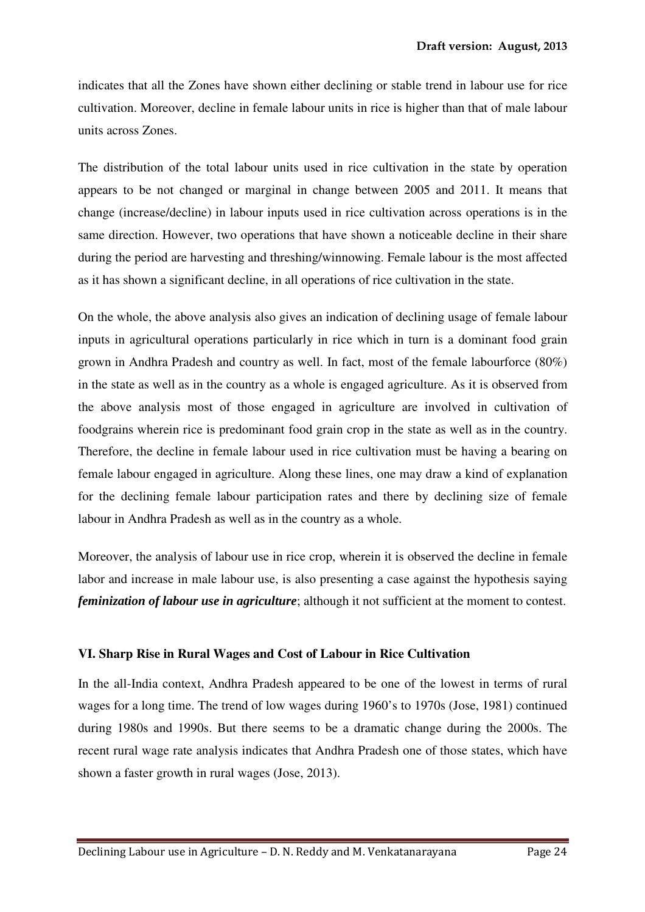indicates that all the Zones have shown either declining or stable trend in labour use for rice cultivation. Moreover, decline in female labour units in rice is higher than that of male labour units across Zones.

The distribution of the total labour units used in rice cultivation in the state by operation appears to be not changed or marginal in change between 2005 and 2011. It means that change (increase/decline) in labour inputs used in rice cultivation across operations is in the same direction. However, two operations that have shown a noticeable decline in their share during the period are harvesting and threshing/winnowing. Female labour is the most affected as it has shown a significant decline, in all operations of rice cultivation in the state.

On the whole, the above analysis also gives an indication of declining usage of female labour inputs in agricultural operations particularly in rice which in turn is a dominant food grain grown in Andhra Pradesh and country as well. In fact, most of the female labourforce (80%) in the state as well as in the country as a whole is engaged agriculture. As it is observed from the above analysis most of those engaged in agriculture are involved in cultivation of foodgrains wherein rice is predominant food grain crop in the state as well as in the country. Therefore, the decline in female labour used in rice cultivation must be having a bearing on female labour engaged in agriculture. Along these lines, one may draw a kind of explanation for the declining female labour participation rates and there by declining size of female labour in Andhra Pradesh as well as in the country as a whole.

Moreover, the analysis of labour use in rice crop, wherein it is observed the decline in female labor and increase in male labour use, is also presenting a case against the hypothesis saying ***feminization of labour use in agriculture***; although it not sufficient at the moment to contest.

## VI. Sharp Rise in Rural Wages and Cost of Labour in Rice Cultivation

In the all-India context, Andhra Pradesh appeared to be one of the lowest in terms of rural wages for a long time. The trend of low wages during 1960's to 1970s (Jose, 1981) continued during 1980s and 1990s. But there seems to be a dramatic change during the 2000s. The recent rural wage rate analysis indicates that Andhra Pradesh one of those states, which have shown a faster growth in rural wages (Jose, 2013).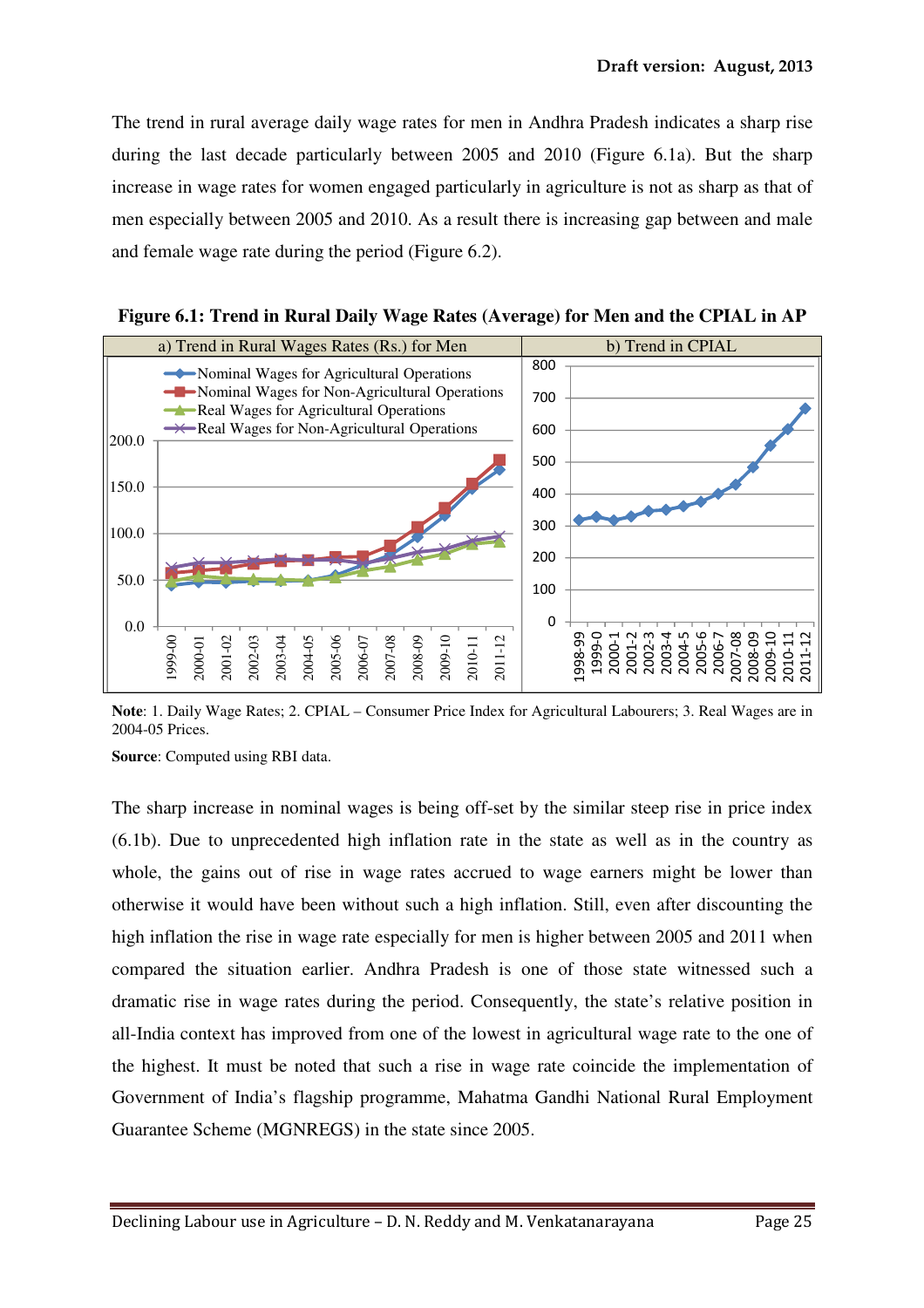The trend in rural average daily wage rates for men in Andhra Pradesh indicates a sharp rise during the last decade particularly between 2005 and 2010 (Figure 6.1a). But the sharp increase in wage rates for women engaged particularly in agriculture is not as sharp as that of men especially between 2005 and 2010. As a result there is increasing gap between and male and female wage rate during the period (Figure 6.2).

**Figure 6.1: Trend in Rural Daily Wage Rates (Average) for Men and the CPIAL in AP**

**Note**: 1. Daily Wage Rates; 2. CPIAL – Consumer Price Index for Agricultural Labourers; 3. Real Wages are in 2004-05 Prices.

**Source**: Computed using RBI data.

The sharp increase in nominal wages is being off-set by the similar steep rise in price index (6.1b). Due to unprecedented high inflation rate in the state as well as in the country as whole, the gains out of rise in wage rates accrued to wage earners might be lower than otherwise it would have been without such a high inflation. Still, even after discounting the high inflation the rise in wage rate especially for men is higher between 2005 and 2011 when compared the situation earlier. Andhra Pradesh is one of those state witnessed such a dramatic rise in wage rates during the period. Consequently, the state's relative position in all-India context has improved from one of the lowest in agricultural wage rate to the one of the highest. It must be noted that such a rise in wage rate coincide the implementation of Government of India's flagship programme, Mahatma Gandhi National Rural Employment Guarantee Scheme (MGNREGS) in the state since 2005.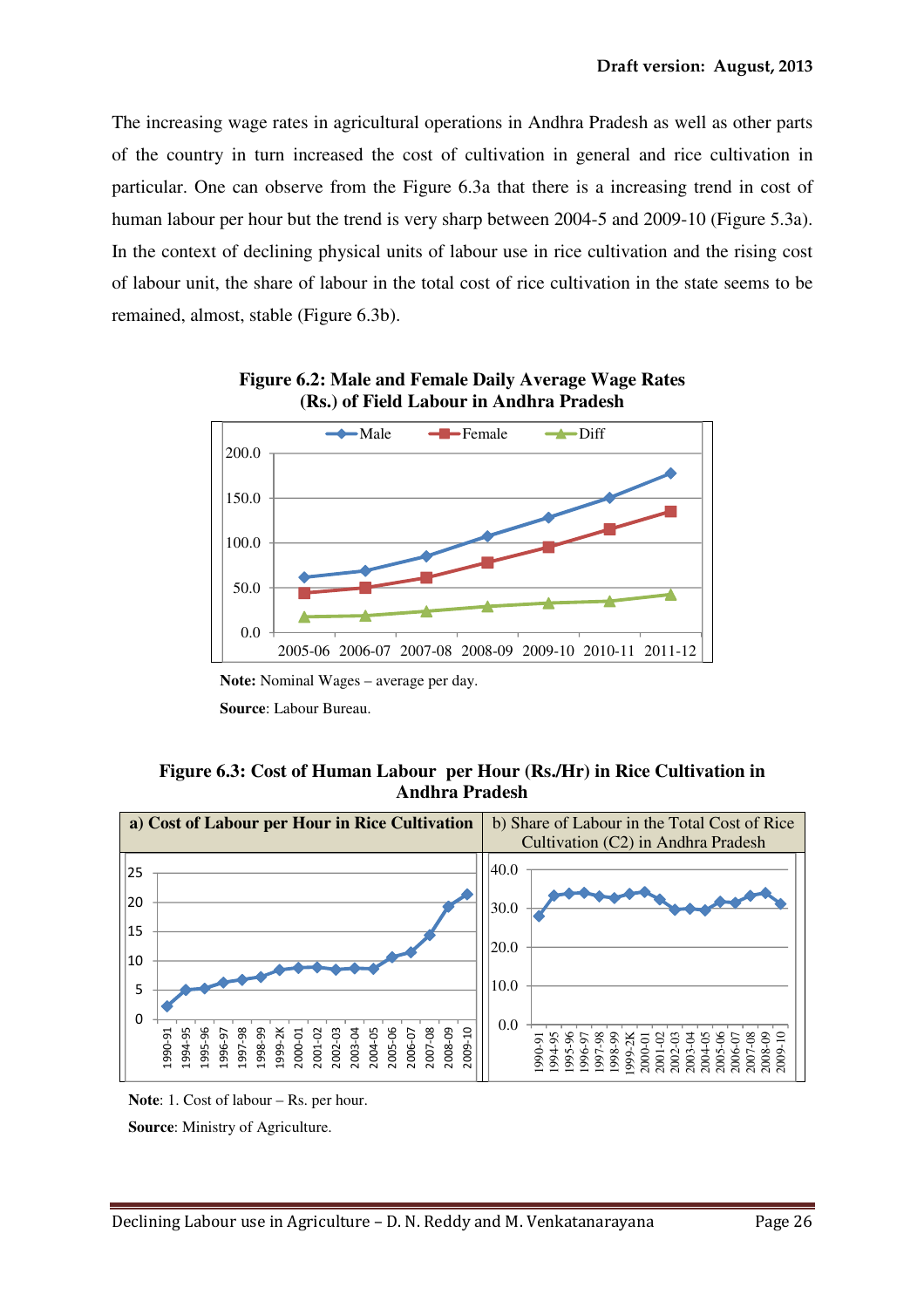The increasing wage rates in agricultural operations in Andhra Pradesh as well as other parts of the country in turn increased the cost of cultivation in general and rice cultivation in particular. One can observe from the Figure 6.3a that there is a increasing trend in cost of human labour per hour but the trend is very sharp between 2004-5 and 2009-10 (Figure 5.3a). In the context of declining physical units of labour use in rice cultivation and the rising cost of labour unit, the share of labour in the total cost of rice cultivation in the state seems to be remained, almost, stable (Figure 6.3b).

**Figure 6.2: Male and Female Daily Average Wage Rates (Rs.) of Field Labour in Andhra Pradesh**

**Note:** Nominal Wages – average per day.

**Source**: Labour Bureau.

**Figure 6.3: Cost of Human Labour per Hour (Rs./Hr) in Rice Cultivation in Andhra Pradesh**

**a) Cost of Labour per Hour in Rice Cultivation**

b) Share of Labour in the Total Cost of Rice Cultivation (C2) in Andhra Pradesh

**Note**: 1. Cost of labour – Rs. per hour.

**Source**: Ministry of Agriculture.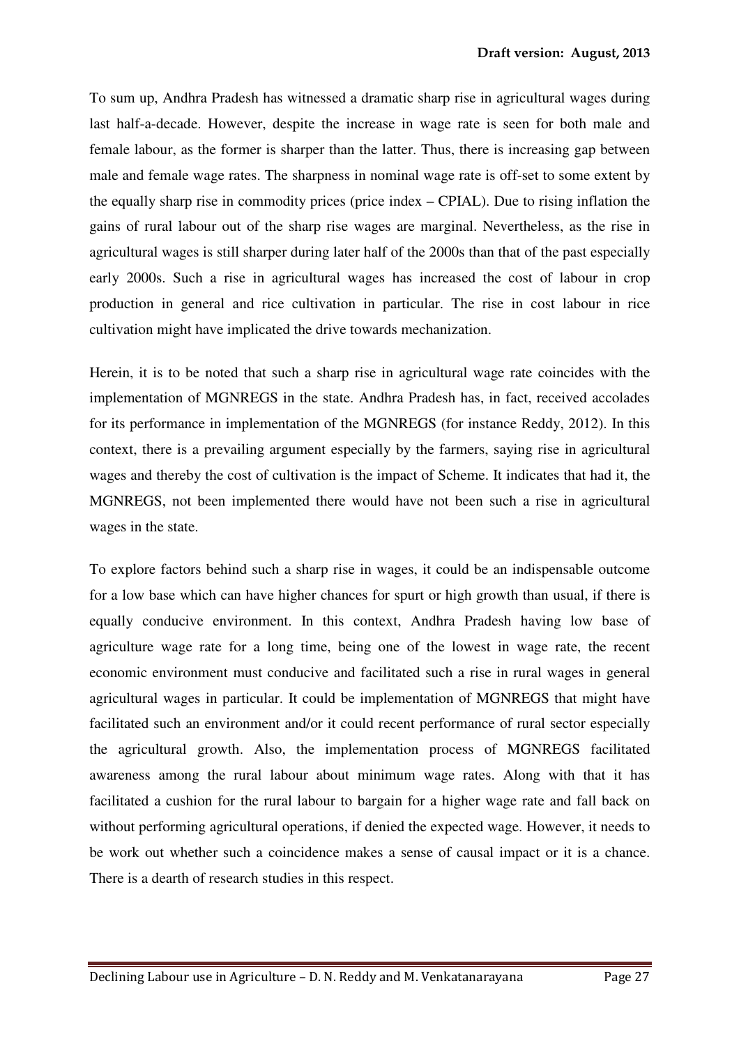To sum up, Andhra Pradesh has witnessed a dramatic sharp rise in agricultural wages during last half-a-decade. However, despite the increase in wage rate is seen for both male and female labour, as the former is sharper than the latter. Thus, there is increasing gap between male and female wage rates. The sharpness in nominal wage rate is off-set to some extent by the equally sharp rise in commodity prices (price index – CPIAL). Due to rising inflation the gains of rural labour out of the sharp rise wages are marginal. Nevertheless, as the rise in agricultural wages is still sharper during later half of the 2000s than that of the past especially early 2000s. Such a rise in agricultural wages has increased the cost of labour in crop production in general and rice cultivation in particular. The rise in cost labour in rice cultivation might have implicated the drive towards mechanization.

Herein, it is to be noted that such a sharp rise in agricultural wage rate coincides with the implementation of MGNREGS in the state. Andhra Pradesh has, in fact, received accolades for its performance in implementation of the MGNREGS (for instance Reddy, 2012). In this context, there is a prevailing argument especially by the farmers, saying rise in agricultural wages and thereby the cost of cultivation is the impact of Scheme. It indicates that had it, the MGNREGS, not been implemented there would have not been such a rise in agricultural wages in the state.

To explore factors behind such a sharp rise in wages, it could be an indispensable outcome for a low base which can have higher chances for spurt or high growth than usual, if there is equally conducive environment. In this context, Andhra Pradesh having low base of agriculture wage rate for a long time, being one of the lowest in wage rate, the recent economic environment must conducive and facilitated such a rise in rural wages in general agricultural wages in particular. It could be implementation of MGNREGS that might have facilitated such an environment and/or it could recent performance of rural sector especially the agricultural growth. Also, the implementation process of MGNREGS facilitated awareness among the rural labour about minimum wage rates. Along with that it has facilitated a cushion for the rural labour to bargain for a higher wage rate and fall back on without performing agricultural operations, if denied the expected wage. However, it needs to be work out whether such a coincidence makes a sense of causal impact or it is a chance. There is a dearth of research studies in this respect.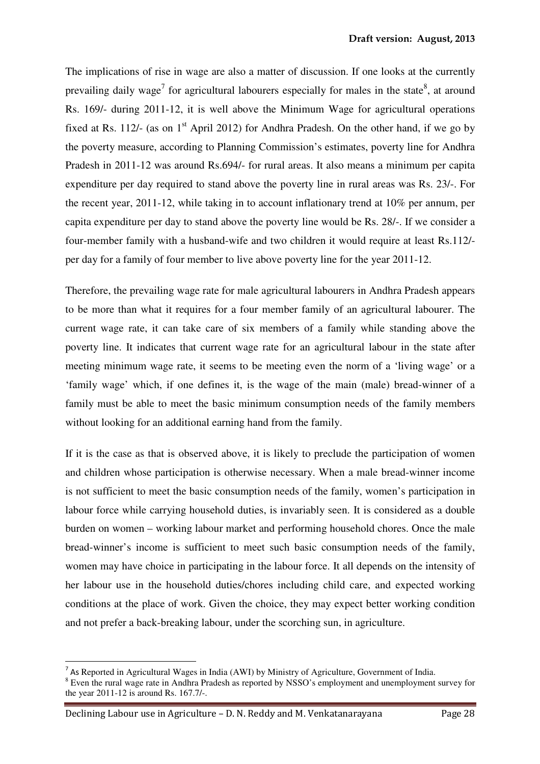The implications of rise in wage are also a matter of discussion. If one looks at the currently prevailing daily wage[7] for agricultural labourers especially for males in the state[8], at around Rs. 169/- during 2011-12, it is well above the Minimum Wage for agricultural operations fixed at Rs. 112/- (as on 1st April 2012) for Andhra Pradesh. On the other hand, if we go by the poverty measure, according to Planning Commission's estimates, poverty line for Andhra Pradesh in 2011-12 was around Rs.694/- for rural areas. It also means a minimum per capita expenditure per day required to stand above the poverty line in rural areas was Rs. 23/-. For the recent year, 2011-12, while taking in to account inflationary trend at 10% per annum, per capita expenditure per day to stand above the poverty line would be Rs. 28/-. If we consider a four-member family with a husband-wife and two children it would require at least Rs.112/- per day for a family of four member to live above poverty line for the year 2011-12.

Therefore, the prevailing wage rate for male agricultural labourers in Andhra Pradesh appears to be more than what it requires for a four member family of an agricultural labourer. The current wage rate, it can take care of six members of a family while standing above the poverty line. It indicates that current wage rate for an agricultural labour in the state after meeting minimum wage rate, it seems to be meeting even the norm of a 'living wage' or a 'family wage' which, if one defines it, is the wage of the main (male) bread-winner of a family must be able to meet the basic minimum consumption needs of the family members without looking for an additional earning hand from the family.

If it is the case as that is observed above, it is likely to preclude the participation of women and children whose participation is otherwise necessary. When a male bread-winner income is not sufficient to meet the basic consumption needs of the family, women's participation in labour force while carrying household duties, is invariably seen. It is considered as a double burden on women – working labour market and performing household chores. Once the male bread-winner's income is sufficient to meet such basic consumption needs of the family, women may have choice in participating in the labour force. It all depends on the intensity of her labour use in the household duties/chores including child care, and expected working conditions at the place of work. Given the choice, they may expect better working condition and not prefer a back-breaking labour, under the scorching sun, in agriculture.

---

[7] As Reported in Agricultural Wages in India (AWI) by Ministry of Agriculture, Government of India.

[8] Even the rural wage rate in Andhra Pradesh as reported by NSSO's employment and unemployment survey for the year 2011-12 is around Rs. 167.7/-.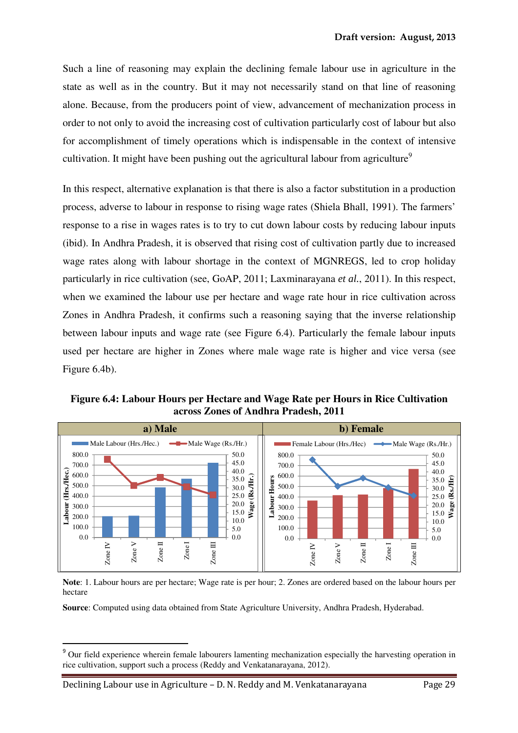Such a line of reasoning may explain the declining female labour use in agriculture in the state as well as in the country. But it may not necessarily stand on that line of reasoning alone. Because, from the producers point of view, advancement of mechanization process in order to not only to avoid the increasing cost of cultivation particularly cost of labour but also for accomplishment of timely operations which is indispensable in the context of intensive cultivation. It might have been pushing out the agricultural labour from agriculture[9]

In this respect, alternative explanation is that there is also a factor substitution in a production process, adverse to labour in response to rising wage rates (Shiela Bhall, 1991). The farmers' response to a rise in wages rates is to try to cut down labour costs by reducing labour inputs (ibid). In Andhra Pradesh, it is observed that rising cost of cultivation partly due to increased wage rates along with labour shortage in the context of MGNREGS, led to crop holiday particularly in rice cultivation (see, GoAP, 2011; Laxminarayana *et al.*, 2011). In this respect, when we examined the labour use per hectare and wage rate hour in rice cultivation across Zones in Andhra Pradesh, it confirms such a reasoning saying that the inverse relationship between labour inputs and wage rate (see Figure 6.4). Particularly the female labour inputs used per hectare are higher in Zones where male wage rate is higher and vice versa (see Figure 6.4b).

**Figure 6.4: Labour Hours per Hectare and Wage Rate per Hours in Rice Cultivation across Zones of Andhra Pradesh, 2011**

**a) Male** — Male Labour (Hrs./Hec.); Male Wage (Rs./Hr.) — Zone IV, Zone V, Zone II, Zone I, Zone III

**b) Female** — Female Labour (Hrs./Hec); Male Wage (Rs./Hr.) — Zone IV, Zone V, Zone II, Zone I, Zone III

**Note**: 1. Labour hours are per hectare; Wage rate is per hour; 2. Zones are ordered based on the labour hours per hectare

**Source**: Computed using data obtained from State Agriculture University, Andhra Pradesh, Hyderabad.

---

[9] Our field experience wherein female labourers lamenting mechanization especially the harvesting operation in rice cultivation, support such a process (Reddy and Venkatanarayana, 2012).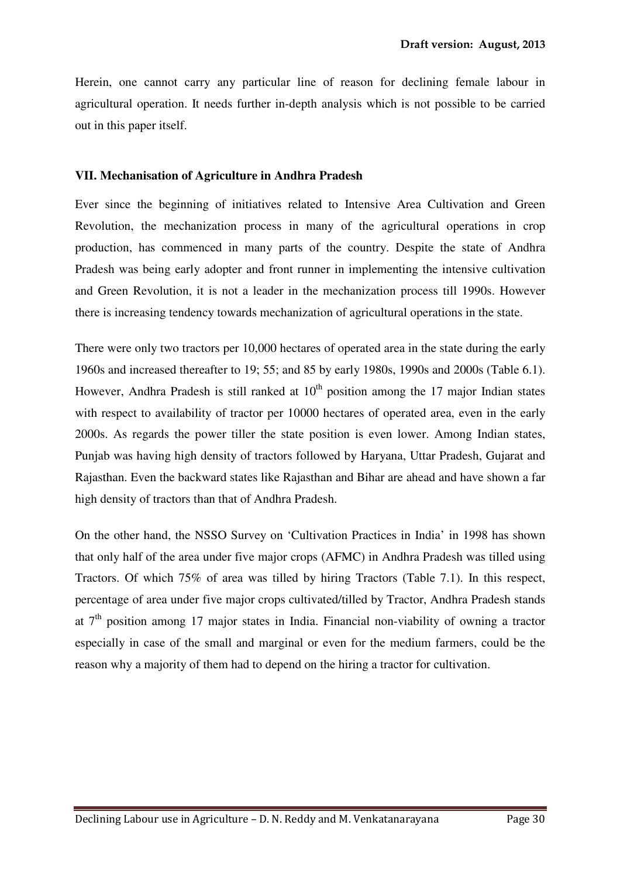Herein, one cannot carry any particular line of reason for declining female labour in agricultural operation. It needs further in-depth analysis which is not possible to be carried out in this paper itself.

## VII. Mechanisation of Agriculture in Andhra Pradesh

Ever since the beginning of initiatives related to Intensive Area Cultivation and Green Revolution, the mechanization process in many of the agricultural operations in crop production, has commenced in many parts of the country. Despite the state of Andhra Pradesh was being early adopter and front runner in implementing the intensive cultivation and Green Revolution, it is not a leader in the mechanization process till 1990s. However there is increasing tendency towards mechanization of agricultural operations in the state.

There were only two tractors per 10,000 hectares of operated area in the state during the early 1960s and increased thereafter to 19; 55; and 85 by early 1980s, 1990s and 2000s (Table 6.1). However, Andhra Pradesh is still ranked at 10th position among the 17 major Indian states with respect to availability of tractor per 10000 hectares of operated area, even in the early 2000s. As regards the power tiller the state position is even lower. Among Indian states, Punjab was having high density of tractors followed by Haryana, Uttar Pradesh, Gujarat and Rajasthan. Even the backward states like Rajasthan and Bihar are ahead and have shown a far high density of tractors than that of Andhra Pradesh.

On the other hand, the NSSO Survey on 'Cultivation Practices in India' in 1998 has shown that only half of the area under five major crops (AFMC) in Andhra Pradesh was tilled using Tractors. Of which 75% of area was tilled by hiring Tractors (Table 7.1). In this respect, percentage of area under five major crops cultivated/tilled by Tractor, Andhra Pradesh stands at 7th position among 17 major states in India. Financial non-viability of owning a tractor especially in case of the small and marginal or even for the medium farmers, could be the reason why a majority of them had to depend on the hiring a tractor for cultivation.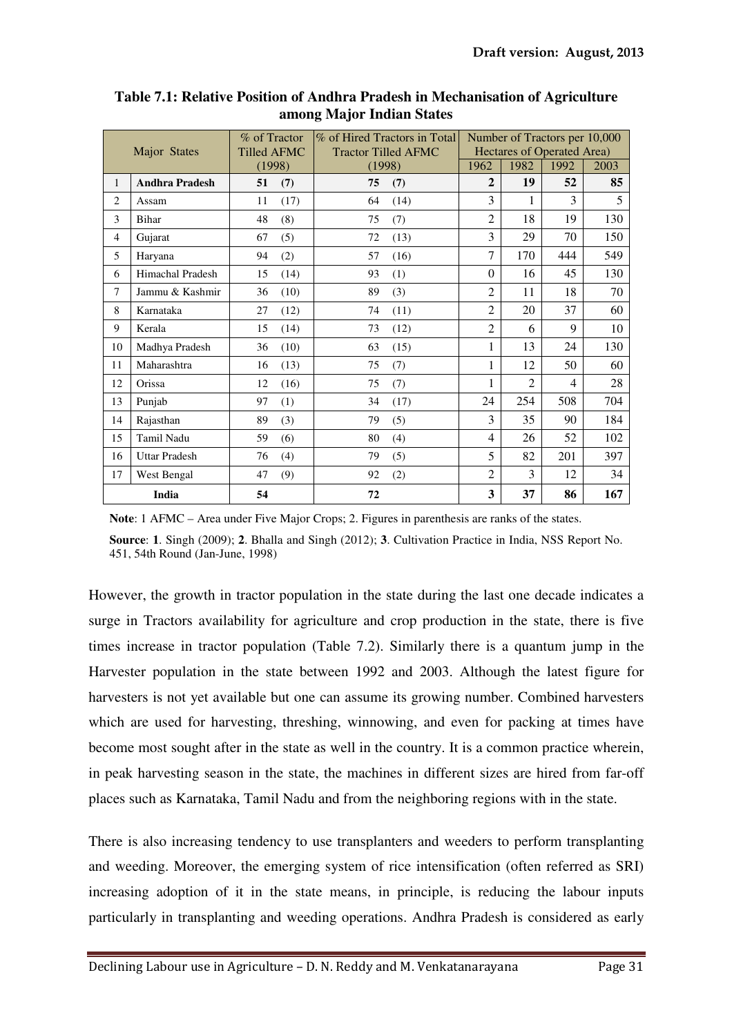**Table 7.1: Relative Position of Andhra Pradesh in Mechanisation of Agriculture among Major Indian States**

| | Major States | % of Tractor Tilled AFMC (1998) | % of Hired Tractors in Total Tractor Tilled AFMC (1998) | Number of Tractors per 10,000 Hectares of Operated Area) | | | |
|---|---|---|---|---|---|---|---|
| | | | | 1962 | 1982 | 1992 | 2003 |
| 1 | **Andhra Pradesh** | **51 (7)** | **75 (7)** | **2** | **19** | **52** | **85** |
| 2 | Assam | 11 (17) | 64 (14) | 3 | 1 | 3 | 5 |
| 3 | Bihar | 48 (8) | 75 (7) | 2 | 18 | 19 | 130 |
| 4 | Gujarat | 67 (5) | 72 (13) | 3 | 29 | 70 | 150 |
| 5 | Haryana | 94 (2) | 57 (16) | 7 | 170 | 444 | 549 |
| 6 | Himachal Pradesh | 15 (14) | 93 (1) | 0 | 16 | 45 | 130 |
| 7 | Jammu & Kashmir | 36 (10) | 89 (3) | 2 | 11 | 18 | 70 |
| 8 | Karnataka | 27 (12) | 74 (11) | 2 | 20 | 37 | 60 |
| 9 | Kerala | 15 (14) | 73 (12) | 2 | 6 | 9 | 10 |
| 10 | Madhya Pradesh | 36 (10) | 63 (15) | 1 | 13 | 24 | 130 |
| 11 | Maharashtra | 16 (13) | 75 (7) | 1 | 12 | 50 | 60 |
| 12 | Orissa | 12 (16) | 75 (7) | 1 | 2 | 4 | 28 |
| 13 | Punjab | 97 (1) | 34 (17) | 24 | 254 | 508 | 704 |
| 14 | Rajasthan | 89 (3) | 79 (5) | 3 | 35 | 90 | 184 |
| 15 | Tamil Nadu | 59 (6) | 80 (4) | 4 | 26 | 52 | 102 |
| 16 | Uttar Pradesh | 76 (4) | 79 (5) | 5 | 82 | 201 | 397 |
| 17 | West Bengal | 47 (9) | 92 (2) | 2 | 3 | 12 | 34 |
| | **India** | **54** | **72** | **3** | **37** | **86** | **167** |

**Note**: 1 AFMC – Area under Five Major Crops; 2. Figures in parenthesis are ranks of the states.

**Source**: **1**. Singh (2009); **2**. Bhalla and Singh (2012); **3**. Cultivation Practice in India, NSS Report No. 451, 54th Round (Jan-June, 1998)

However, the growth in tractor population in the state during the last one decade indicates a surge in Tractors availability for agriculture and crop production in the state, there is five times increase in tractor population (Table 7.2). Similarly there is a quantum jump in the Harvester population in the state between 1992 and 2003. Although the latest figure for harvesters is not yet available but one can assume its growing number. Combined harvesters which are used for harvesting, threshing, winnowing, and even for packing at times have become most sought after in the state as well in the country. It is a common practice wherein, in peak harvesting season in the state, the machines in different sizes are hired from far-off places such as Karnataka, Tamil Nadu and from the neighboring regions with in the state.

There is also increasing tendency to use transplanters and weeders to perform transplanting and weeding. Moreover, the emerging system of rice intensification (often referred as SRI) increasing adoption of it in the state means, in principle, is reducing the labour inputs particularly in transplanting and weeding operations. Andhra Pradesh is considered as early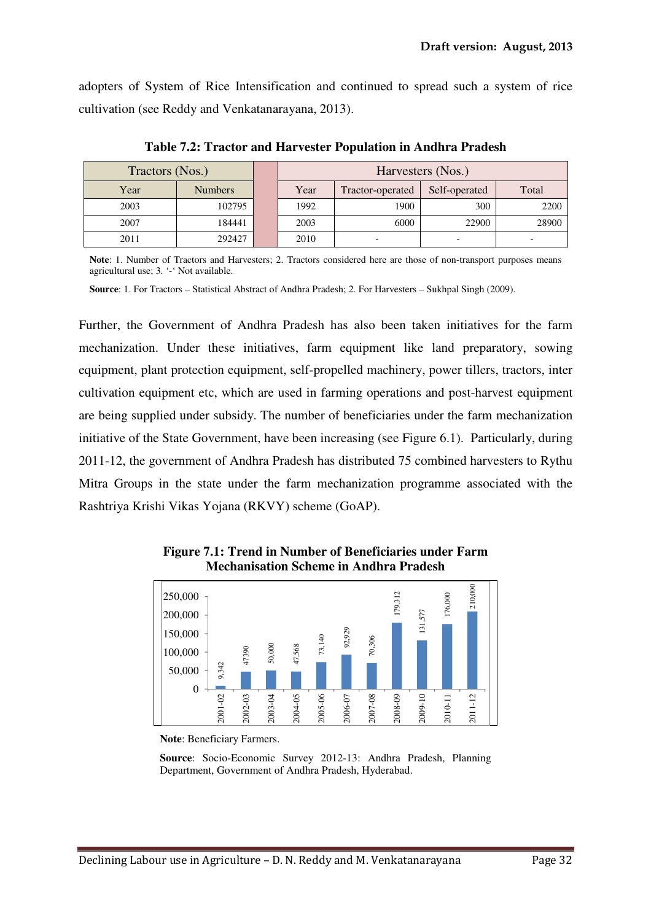adopters of System of Rice Intensification and continued to spread such a system of rice cultivation (see Reddy and Venkatanarayana, 2013).

**Table 7.2: Tractor and Harvester Population in Andhra Pradesh**

| Tractors (Nos.) | | | Harvesters (Nos.) | | | |
|---|---|---|---|---|---|---|
| Year | Numbers | | Year | Tractor-operated | Self-operated | Total |
| 2003 | 102795 | | 1992 | 1900 | 300 | 2200 |
| 2007 | 184441 | | 2003 | 6000 | 22900 | 28900 |
| 2011 | 292427 | | 2010 | - | - | - |

**Note**: 1. Number of Tractors and Harvesters; 2. Tractors considered here are those of non-transport purposes means agricultural use; 3. '-' Not available.

**Source**: 1. For Tractors – Statistical Abstract of Andhra Pradesh; 2. For Harvesters – Sukhpal Singh (2009).

Further, the Government of Andhra Pradesh has also been taken initiatives for the farm mechanization. Under these initiatives, farm equipment like land preparatory, sowing equipment, plant protection equipment, self-propelled machinery, power tillers, tractors, inter cultivation equipment etc, which are used in farming operations and post-harvest equipment are being supplied under subsidy. The number of beneficiaries under the farm mechanization initiative of the State Government, have been increasing (see Figure 6.1). Particularly, during 2011-12, the government of Andhra Pradesh has distributed 75 combined harvesters to Rythu Mitra Groups in the state under the farm mechanization programme associated with the Rashtriya Krishi Vikas Yojana (RKVY) scheme (GoAP).

**Figure 7.1: Trend in Number of Beneficiaries under Farm Mechanisation Scheme in Andhra Pradesh**

| Year | Beneficiaries |
|---|---|
| 2001-02 | 9,342 |
| 2002-03 | 47390 |
| 2003-04 | 50,000 |
| 2004-05 | 47,568 |
| 2005-06 | 73,140 |
| 2006-07 | 92,929 |
| 2007-08 | 70,306 |
| 2008-09 | 179,312 |
| 2009-10 | 131,577 |
| 2010-11 | 176,000 |
| 2011-12 | 210,000 |

**Note**: Beneficiary Farmers.

**Source**: Socio-Economic Survey 2012-13: Andhra Pradesh, Planning Department, Government of Andhra Pradesh, Hyderabad.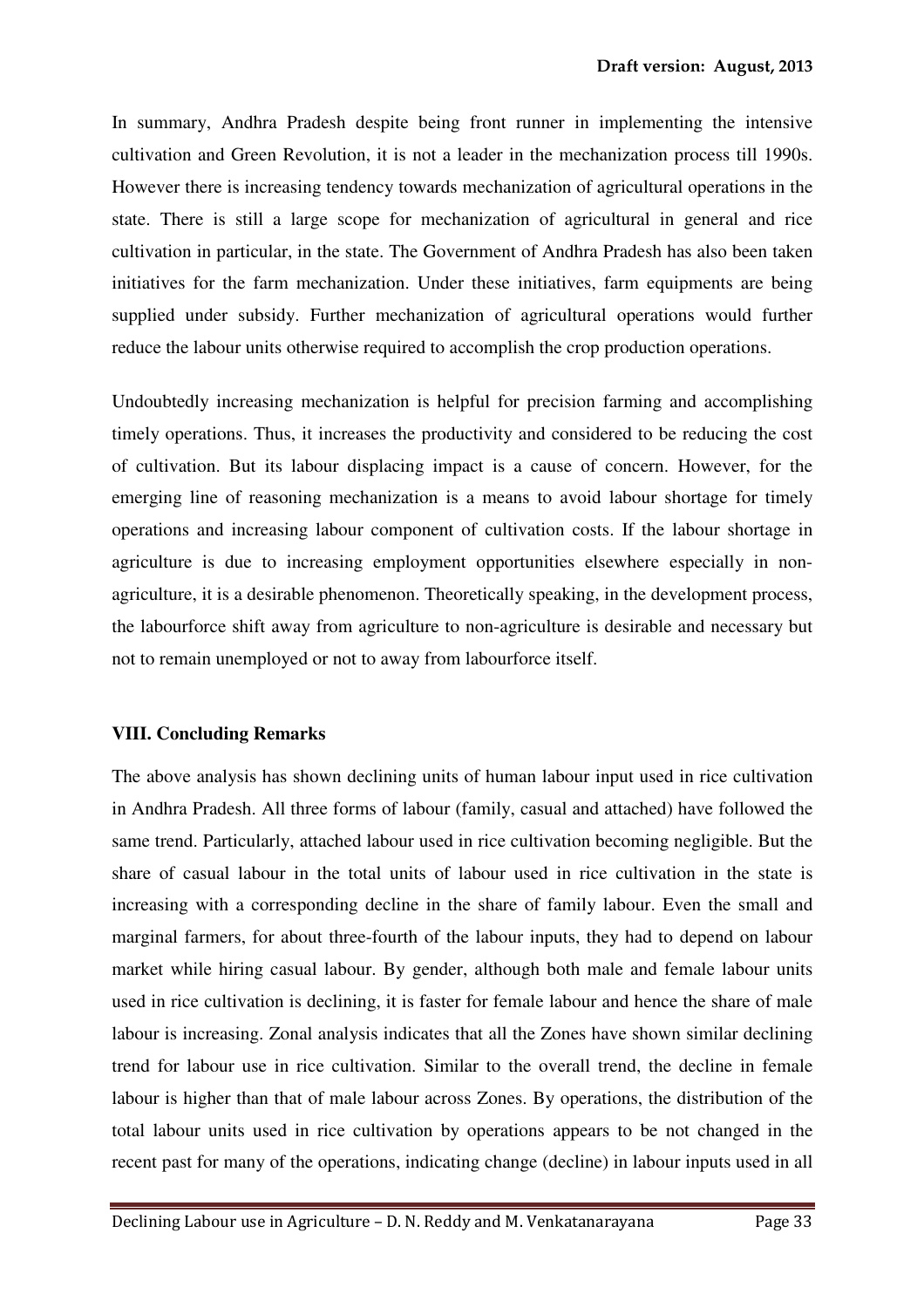In summary, Andhra Pradesh despite being front runner in implementing the intensive cultivation and Green Revolution, it is not a leader in the mechanization process till 1990s. However there is increasing tendency towards mechanization of agricultural operations in the state. There is still a large scope for mechanization of agricultural in general and rice cultivation in particular, in the state. The Government of Andhra Pradesh has also been taken initiatives for the farm mechanization. Under these initiatives, farm equipments are being supplied under subsidy. Further mechanization of agricultural operations would further reduce the labour units otherwise required to accomplish the crop production operations.

Undoubtedly increasing mechanization is helpful for precision farming and accomplishing timely operations. Thus, it increases the productivity and considered to be reducing the cost of cultivation. But its labour displacing impact is a cause of concern. However, for the emerging line of reasoning mechanization is a means to avoid labour shortage for timely operations and increasing labour component of cultivation costs. If the labour shortage in agriculture is due to increasing employment opportunities elsewhere especially in non-agriculture, it is a desirable phenomenon. Theoretically speaking, in the development process, the labourforce shift away from agriculture to non-agriculture is desirable and necessary but not to remain unemployed or not to away from labourforce itself.

## VIII. Concluding Remarks

The above analysis has shown declining units of human labour input used in rice cultivation in Andhra Pradesh. All three forms of labour (family, casual and attached) have followed the same trend. Particularly, attached labour used in rice cultivation becoming negligible. But the share of casual labour in the total units of labour used in rice cultivation in the state is increasing with a corresponding decline in the share of family labour. Even the small and marginal farmers, for about three-fourth of the labour inputs, they had to depend on labour market while hiring casual labour. By gender, although both male and female labour units used in rice cultivation is declining, it is faster for female labour and hence the share of male labour is increasing. Zonal analysis indicates that all the Zones have shown similar declining trend for labour use in rice cultivation. Similar to the overall trend, the decline in female labour is higher than that of male labour across Zones. By operations, the distribution of the total labour units used in rice cultivation by operations appears to be not changed in the recent past for many of the operations, indicating change (decline) in labour inputs used in all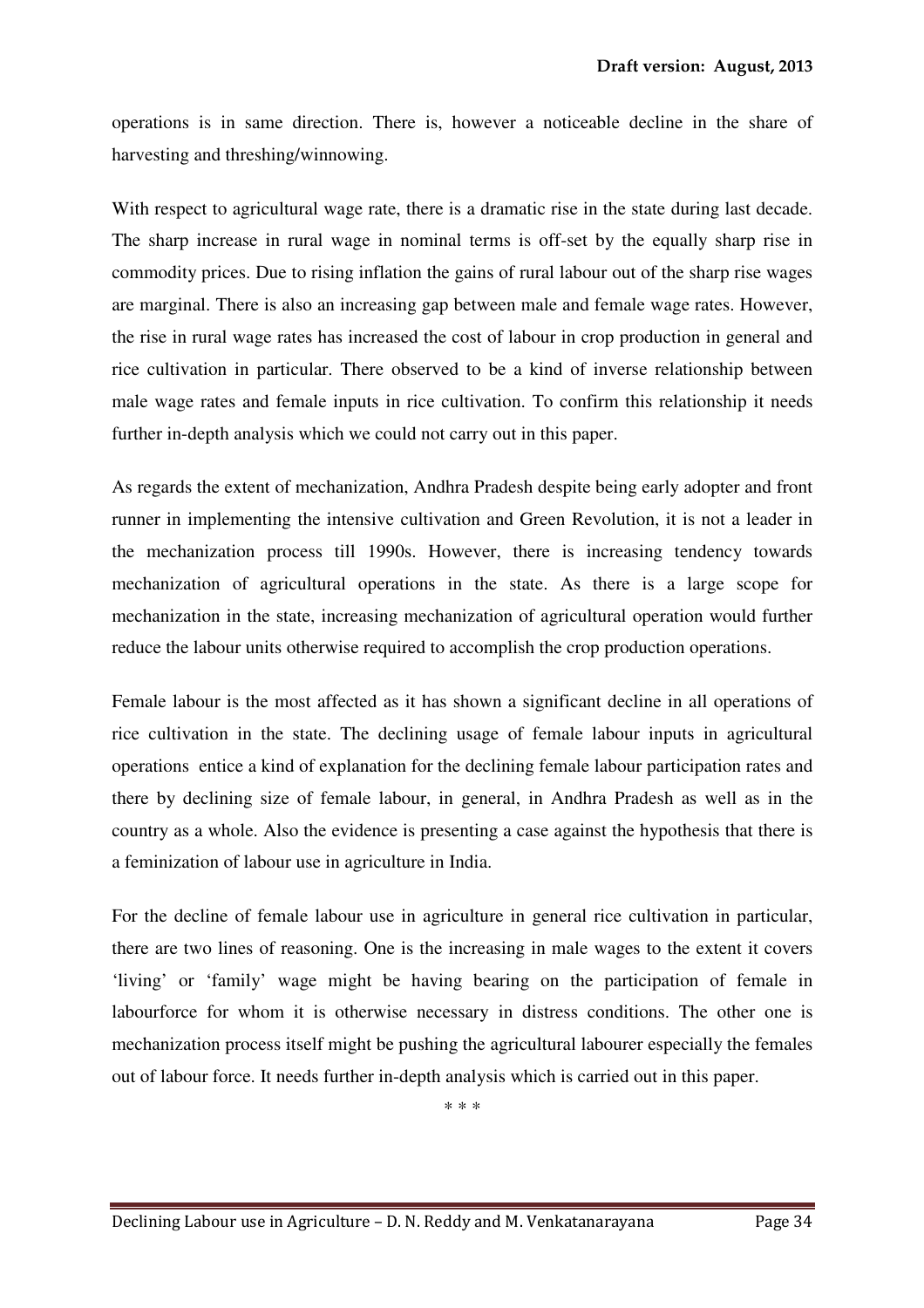operations is in same direction. There is, however a noticeable decline in the share of harvesting and threshing/winnowing.

With respect to agricultural wage rate, there is a dramatic rise in the state during last decade. The sharp increase in rural wage in nominal terms is off-set by the equally sharp rise in commodity prices. Due to rising inflation the gains of rural labour out of the sharp rise wages are marginal. There is also an increasing gap between male and female wage rates. However, the rise in rural wage rates has increased the cost of labour in crop production in general and rice cultivation in particular. There observed to be a kind of inverse relationship between male wage rates and female inputs in rice cultivation. To confirm this relationship it needs further in-depth analysis which we could not carry out in this paper.

As regards the extent of mechanization, Andhra Pradesh despite being early adopter and front runner in implementing the intensive cultivation and Green Revolution, it is not a leader in the mechanization process till 1990s. However, there is increasing tendency towards mechanization of agricultural operations in the state. As there is a large scope for mechanization in the state, increasing mechanization of agricultural operation would further reduce the labour units otherwise required to accomplish the crop production operations.

Female labour is the most affected as it has shown a significant decline in all operations of rice cultivation in the state. The declining usage of female labour inputs in agricultural operations entice a kind of explanation for the declining female labour participation rates and there by declining size of female labour, in general, in Andhra Pradesh as well as in the country as a whole. Also the evidence is presenting a case against the hypothesis that there is a feminization of labour use in agriculture in India.

For the decline of female labour use in agriculture in general rice cultivation in particular, there are two lines of reasoning. One is the increasing in male wages to the extent it covers 'living' or 'family' wage might be having bearing on the participation of female in labourforce for whom it is otherwise necessary in distress conditions. The other one is mechanization process itself might be pushing the agricultural labourer especially the females out of labour force. It needs further in-depth analysis which is carried out in this paper.

\* \* \*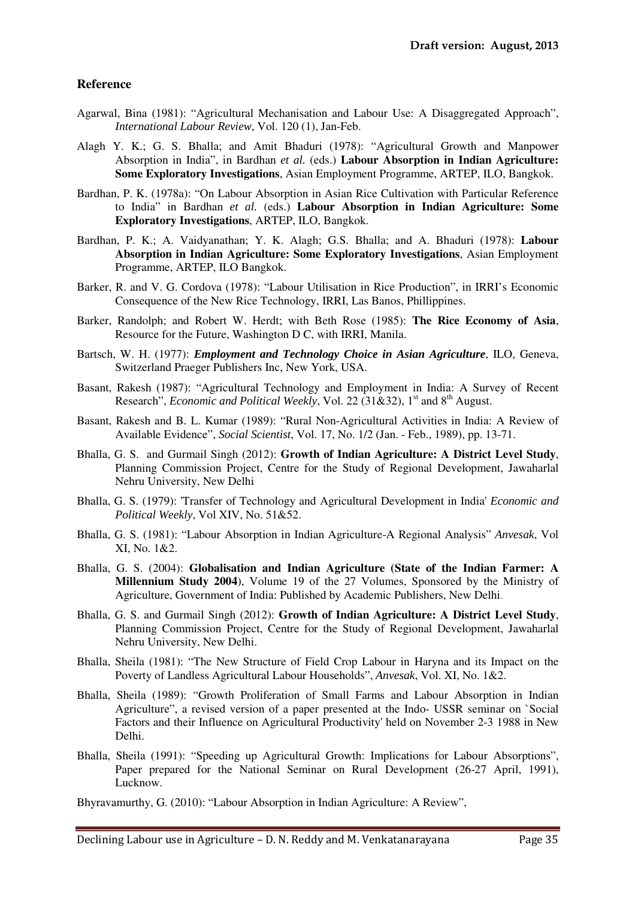## Reference

Agarwal, Bina (1981): "Agricultural Mechanisation and Labour Use: A Disaggregated Approach", *International Labour Review*, Vol. 120 (1), Jan-Feb.

Alagh Y. K.; G. S. Bhalla; and Amit Bhaduri (1978): "Agricultural Growth and Manpower Absorption in India", in Bardhan *et al.* (eds.) **Labour Absorption in Indian Agriculture: Some Exploratory Investigations**, Asian Employment Programme, ARTEP, ILO, Bangkok.

Bardhan, P. K. (1978a): "On Labour Absorption in Asian Rice Cultivation with Particular Reference to India" in Bardhan *et al.* (eds.) **Labour Absorption in Indian Agriculture: Some Exploratory Investigations**, ARTEP, ILO, Bangkok.

Bardhan, P. K.; A. Vaidyanathan; Y. K. Alagh; G.S. Bhalla; and A. Bhaduri (1978): **Labour Absorption in Indian Agriculture: Some Exploratory Investigations**, Asian Employment Programme, ARTEP, ILO Bangkok.

Barker, R. and V. G. Cordova (1978): "Labour Utilisation in Rice Production", in IRRI's Economic Consequence of the New Rice Technology, IRRI, Las Banos, Phillippines.

Barker, Randolph; and Robert W. Herdt; with Beth Rose (1985): **The Rice Economy of Asia**, Resource for the Future, Washington D C, with IRRI, Manila.

Bartsch, W. H. (1977): ***Employment and Technology Choice in Asian Agriculture***, ILO, Geneva, Switzerland Praeger Publishers Inc, New York, USA.

Basant, Rakesh (1987): "Agricultural Technology and Employment in India: A Survey of Recent Research", *Economic and Political Weekly*, Vol. 22 (31&32), 1st and 8th August.

Basant, Rakesh and B. L. Kumar (1989): "Rural Non-Agricultural Activities in India: A Review of Available Evidence", *Social Scientist*, Vol. 17, No. 1/2 (Jan. - Feb., 1989), pp. 13-71.

Bhalla, G. S. and Gurmail Singh (2012): **Growth of Indian Agriculture: A District Level Study**, Planning Commission Project, Centre for the Study of Regional Development, Jawaharlal Nehru University, New Delhi

Bhalla, G. S. (1979): 'Transfer of Technology and Agricultural Development in India' *Economic and Political Weekly*, Vol XIV, No. 51&52.

Bhalla, G. S. (1981): "Labour Absorption in Indian Agriculture-A Regional Analysis" *Anvesak*, Vol XI, No. 1&2.

Bhalla, G. S. (2004): **Globalisation and Indian Agriculture (State of the Indian Farmer: A Millennium Study 2004)**, Volume 19 of the 27 Volumes, Sponsored by the Ministry of Agriculture, Government of India: Published by Academic Publishers, New Delhi.

Bhalla, G. S. and Gurmail Singh (2012): **Growth of Indian Agriculture: A District Level Study**, Planning Commission Project, Centre for the Study of Regional Development, Jawaharlal Nehru University, New Delhi.

Bhalla, Sheila (1981): "The New Structure of Field Crop Labour in Haryna and its Impact on the Poverty of Landless Agricultural Labour Households", *Anvesak*, Vol. XI, No. 1&2.

Bhalla, Sheila (1989): "Growth Proliferation of Small Farms and Labour Absorption in Indian Agriculture", a revised version of a paper presented at the Indo- USSR seminar on `Social Factors and their Influence on Agricultural Productivity' held on November 2-3 1988 in New Delhi.

Bhalla, Sheila (1991): "Speeding up Agricultural Growth: Implications for Labour Absorptions", Paper prepared for the National Seminar on Rural Development (26-27 April, 1991), Lucknow.

Bhyravamurthy, G. (2010): "Labour Absorption in Indian Agriculture: A Review",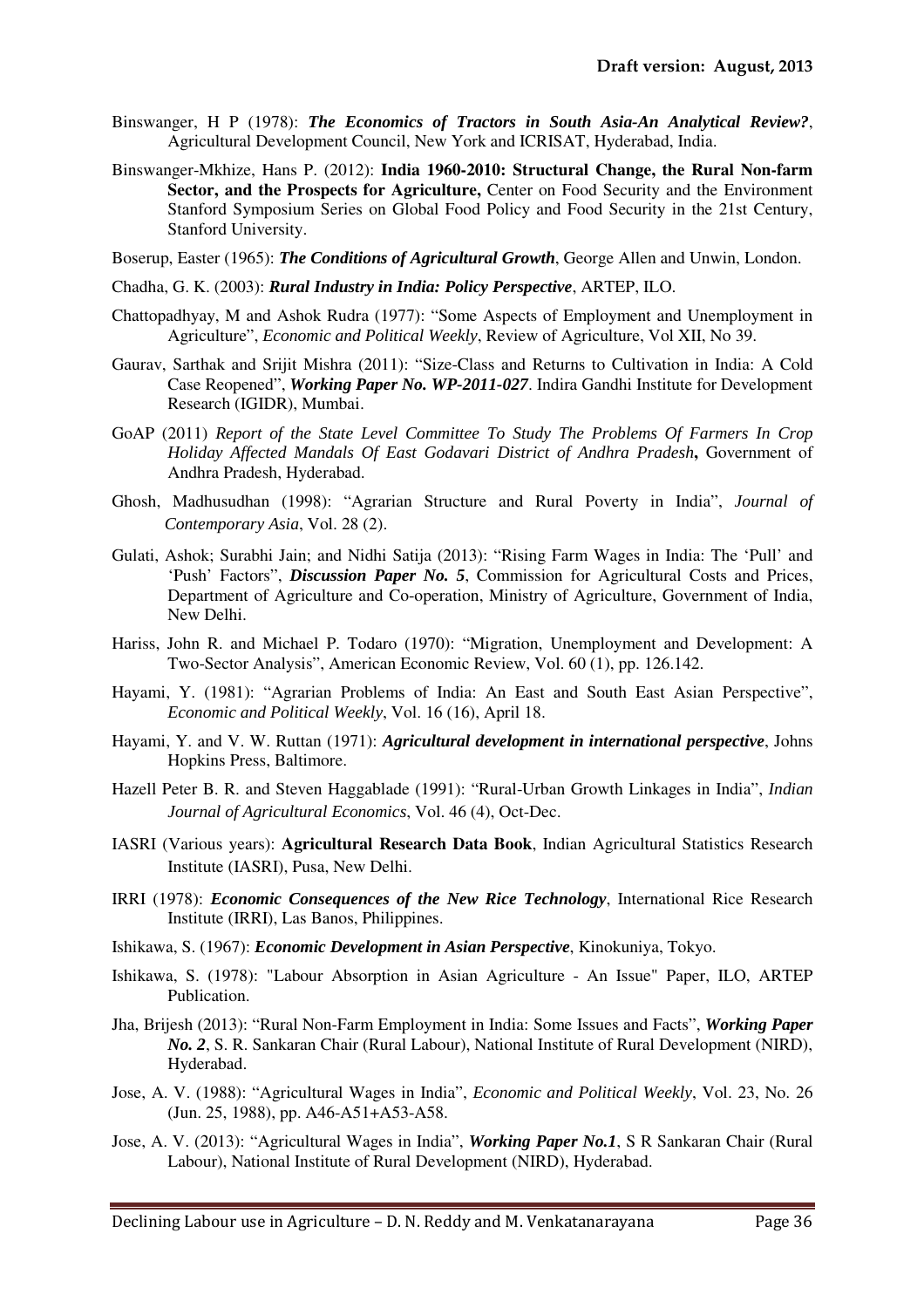Binswanger, H P (1978): ***The Economics of Tractors in South Asia-An Analytical Review?***, Agricultural Development Council, New York and ICRISAT, Hyderabad, India.

Binswanger-Mkhize, Hans P. (2012): **India 1960-2010: Structural Change, the Rural Non-farm Sector, and the Prospects for Agriculture,** Center on Food Security and the Environment Stanford Symposium Series on Global Food Policy and Food Security in the 21st Century, Stanford University.

Boserup, Easter (1965): ***The Conditions of Agricultural Growth***, George Allen and Unwin, London.

Chadha, G. K. (2003): ***Rural Industry in India: Policy Perspective***, ARTEP, ILO.

Chattopadhyay, M and Ashok Rudra (1977): "Some Aspects of Employment and Unemployment in Agriculture", *Economic and Political Weekly*, Review of Agriculture, Vol XII, No 39.

Gaurav, Sarthak and Srijit Mishra (2011): "Size-Class and Returns to Cultivation in India: A Cold Case Reopened", ***Working Paper No. WP-2011-027***. Indira Gandhi Institute for Development Research (IGIDR), Mumbai.

GoAP (2011) *Report of the State Level Committee To Study The Problems Of Farmers In Crop Holiday Affected Mandals Of East Godavari District of Andhra Pradesh***,** Government of Andhra Pradesh, Hyderabad.

Ghosh, Madhusudhan (1998): "Agrarian Structure and Rural Poverty in India", *Journal of Contemporary Asia*, Vol. 28 (2).

Gulati, Ashok; Surabhi Jain; and Nidhi Satija (2013): "Rising Farm Wages in India: The 'Pull' and 'Push' Factors", ***Discussion Paper No. 5***, Commission for Agricultural Costs and Prices, Department of Agriculture and Co-operation, Ministry of Agriculture, Government of India, New Delhi.

Hariss, John R. and Michael P. Todaro (1970): "Migration, Unemployment and Development: A Two-Sector Analysis", American Economic Review, Vol. 60 (1), pp. 126.142.

Hayami, Y. (1981): "Agrarian Problems of India: An East and South East Asian Perspective", *Economic and Political Weekly*, Vol. 16 (16), April 18.

Hayami, Y. and V. W. Ruttan (1971): ***Agricultural development in international perspective***, Johns Hopkins Press, Baltimore.

Hazell Peter B. R. and Steven Haggablade (1991): "Rural-Urban Growth Linkages in India", *Indian Journal of Agricultural Economics*, Vol. 46 (4), Oct-Dec.

IASRI (Various years): **Agricultural Research Data Book**, Indian Agricultural Statistics Research Institute (IASRI), Pusa, New Delhi.

IRRI (1978): ***Economic Consequences of the New Rice Technology***, International Rice Research Institute (IRRI), Las Banos, Philippines.

Ishikawa, S. (1967): ***Economic Development in Asian Perspective***, Kinokuniya, Tokyo.

Ishikawa, S. (1978): "Labour Absorption in Asian Agriculture - An Issue" Paper, ILO, ARTEP Publication.

Jha, Brijesh (2013): "Rural Non-Farm Employment in India: Some Issues and Facts", ***Working Paper No. 2***, S. R. Sankaran Chair (Rural Labour), National Institute of Rural Development (NIRD), Hyderabad.

Jose, A. V. (1988): "Agricultural Wages in India", *Economic and Political Weekly*, Vol. 23, No. 26 (Jun. 25, 1988), pp. A46-A51+A53-A58.

Jose, A. V. (2013): "Agricultural Wages in India", ***Working Paper No.1***, S R Sankaran Chair (Rural Labour), National Institute of Rural Development (NIRD), Hyderabad.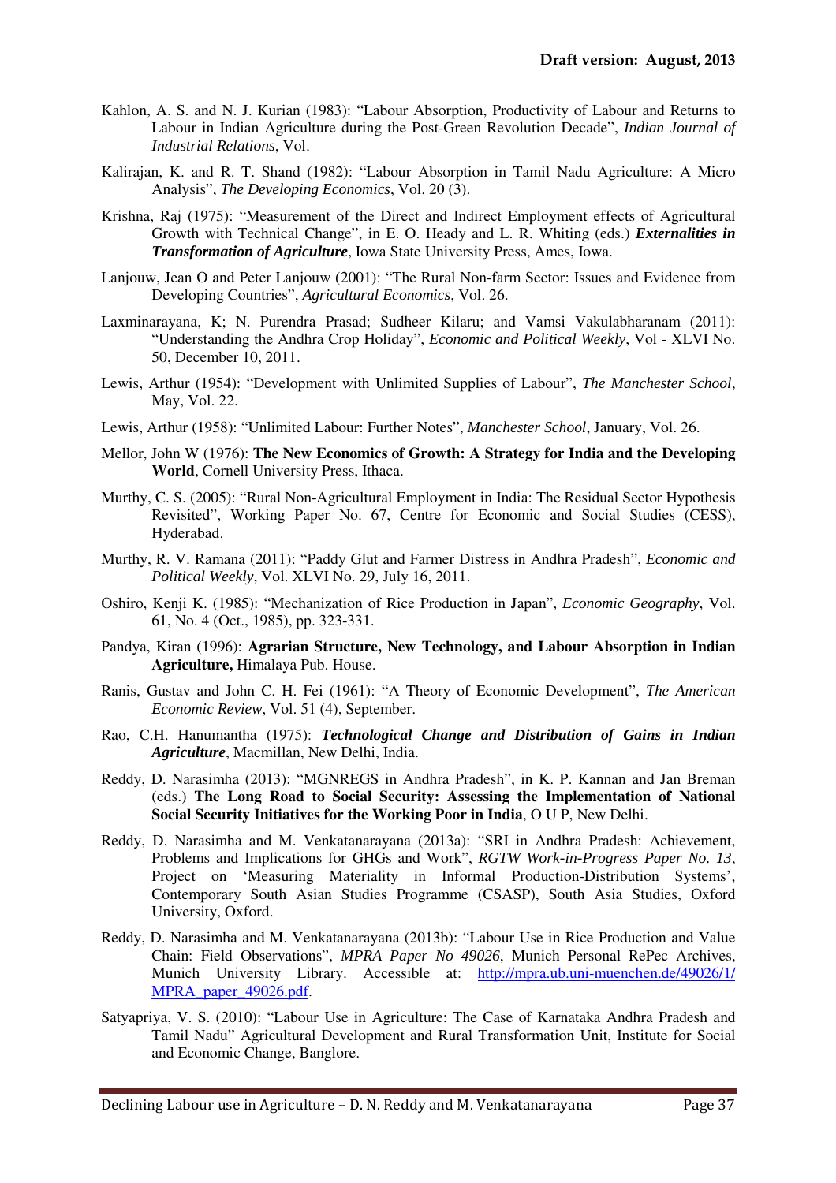Kahlon, A. S. and N. J. Kurian (1983): "Labour Absorption, Productivity of Labour and Returns to Labour in Indian Agriculture during the Post-Green Revolution Decade", *Indian Journal of Industrial Relations*, Vol.

Kalirajan, K. and R. T. Shand (1982): "Labour Absorption in Tamil Nadu Agriculture: A Micro Analysis", *The Developing Economics*, Vol. 20 (3).

Krishna, Raj (1975): "Measurement of the Direct and Indirect Employment effects of Agricultural Growth with Technical Change", in E. O. Heady and L. R. Whiting (eds.) ***Externalities in Transformation of Agriculture***, Iowa State University Press, Ames, Iowa.

Lanjouw, Jean O and Peter Lanjouw (2001): "The Rural Non-farm Sector: Issues and Evidence from Developing Countries", *Agricultural Economics*, Vol. 26.

Laxminarayana, K; N. Purendra Prasad; Sudheer Kilaru; and Vamsi Vakulabharanam (2011): "Understanding the Andhra Crop Holiday", *Economic and Political Weekly*, Vol - XLVI No. 50, December 10, 2011.

Lewis, Arthur (1954): "Development with Unlimited Supplies of Labour", *The Manchester School*, May, Vol. 22.

Lewis, Arthur (1958): "Unlimited Labour: Further Notes", *Manchester School*, January, Vol. 26.

Mellor, John W (1976): **The New Economics of Growth: A Strategy for India and the Developing World**, Cornell University Press, Ithaca.

Murthy, C. S. (2005): "Rural Non-Agricultural Employment in India: The Residual Sector Hypothesis Revisited", Working Paper No. 67, Centre for Economic and Social Studies (CESS), Hyderabad.

Murthy, R. V. Ramana (2011): "Paddy Glut and Farmer Distress in Andhra Pradesh", *Economic and Political Weekly*, Vol. XLVI No. 29, July 16, 2011.

Oshiro, Kenji K. (1985): "Mechanization of Rice Production in Japan", *Economic Geography*, Vol. 61, No. 4 (Oct., 1985), pp. 323-331.

Pandya, Kiran (1996): **Agrarian Structure, New Technology, and Labour Absorption in Indian Agriculture,** Himalaya Pub. House.

Ranis, Gustav and John C. H. Fei (1961): "A Theory of Economic Development", *The American Economic Review*, Vol. 51 (4), September.

Rao, C.H. Hanumantha (1975): ***Technological Change and Distribution of Gains in Indian Agriculture***, Macmillan, New Delhi, India.

Reddy, D. Narasimha (2013): "MGNREGS in Andhra Pradesh", in K. P. Kannan and Jan Breman (eds.) **The Long Road to Social Security: Assessing the Implementation of National Social Security Initiatives for the Working Poor in India**, O U P, New Delhi.

Reddy, D. Narasimha and M. Venkatanarayana (2013a): "SRI in Andhra Pradesh: Achievement, Problems and Implications for GHGs and Work", *RGTW Work-in-Progress Paper No. 13*, Project on 'Measuring Materiality in Informal Production-Distribution Systems', Contemporary South Asian Studies Programme (CSASP), South Asia Studies, Oxford University, Oxford.

Reddy, D. Narasimha and M. Venkatanarayana (2013b): "Labour Use in Rice Production and Value Chain: Field Observations", *MPRA Paper No 49026*, Munich Personal RePec Archives, Munich University Library. Accessible at: http://mpra.ub.uni-muenchen.de/49026/1/MPRA_paper_49026.pdf.

Satyapriya, V. S. (2010): "Labour Use in Agriculture: The Case of Karnataka Andhra Pradesh and Tamil Nadu" Agricultural Development and Rural Transformation Unit, Institute for Social and Economic Change, Banglore.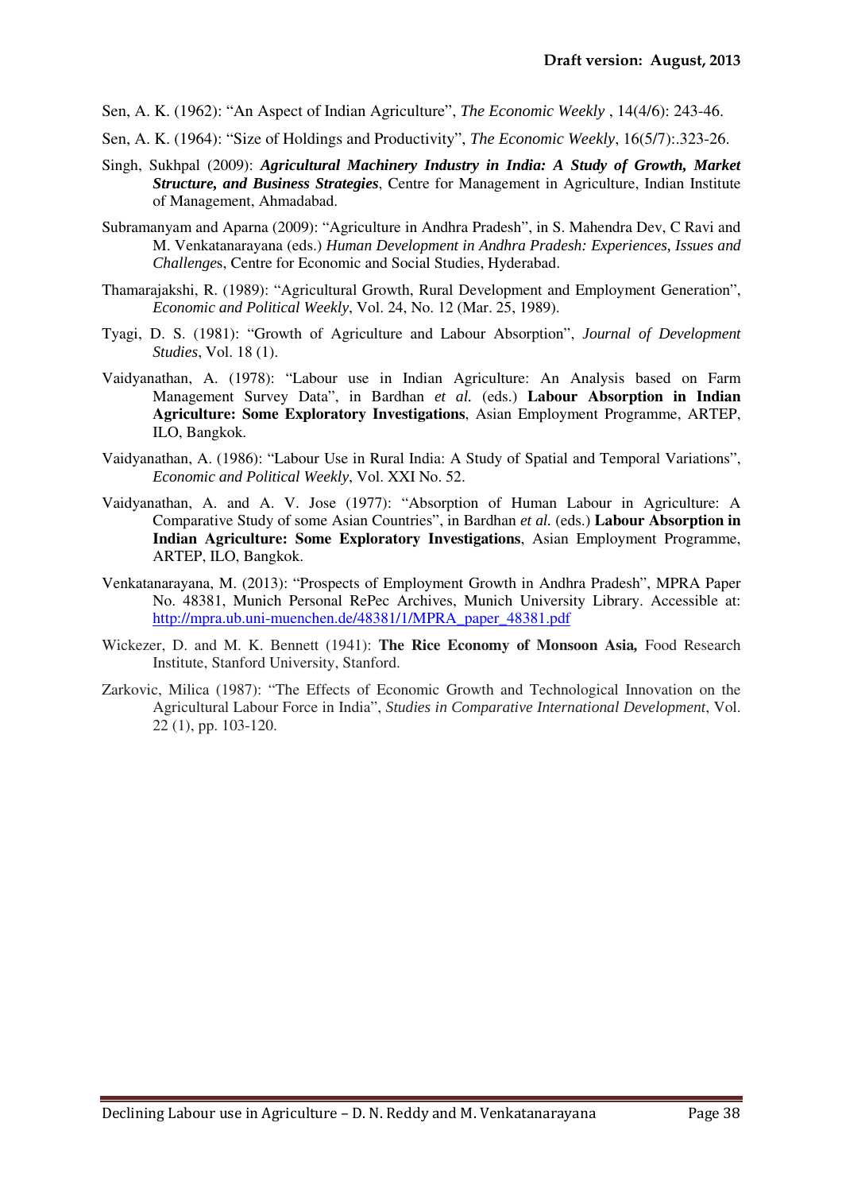Sen, A. K. (1962): "An Aspect of Indian Agriculture", *The Economic Weekly* , 14(4/6): 243-46.

Sen, A. K. (1964): "Size of Holdings and Productivity", *The Economic Weekly*, 16(5/7):.323-26.

Singh, Sukhpal (2009): ***Agricultural Machinery Industry in India: A Study of Growth, Market Structure, and Business Strategies***, Centre for Management in Agriculture, Indian Institute of Management, Ahmadabad.

Subramanyam and Aparna (2009): "Agriculture in Andhra Pradesh", in S. Mahendra Dev, C Ravi and M. Venkatanarayana (eds.) *Human Development in Andhra Pradesh: Experiences, Issues and Challenges*, Centre for Economic and Social Studies, Hyderabad.

Thamarajakshi, R. (1989): "Agricultural Growth, Rural Development and Employment Generation", *Economic and Political Weekly*, Vol. 24, No. 12 (Mar. 25, 1989).

Tyagi, D. S. (1981): "Growth of Agriculture and Labour Absorption", *Journal of Development Studies*, Vol. 18 (1).

Vaidyanathan, A. (1978): "Labour use in Indian Agriculture: An Analysis based on Farm Management Survey Data", in Bardhan *et al.* (eds.) **Labour Absorption in Indian Agriculture: Some Exploratory Investigations**, Asian Employment Programme, ARTEP, ILO, Bangkok.

Vaidyanathan, A. (1986): "Labour Use in Rural India: A Study of Spatial and Temporal Variations", *Economic and Political Weekly*, Vol. XXI No. 52.

Vaidyanathan, A. and A. V. Jose (1977): "Absorption of Human Labour in Agriculture: A Comparative Study of some Asian Countries", in Bardhan *et al.* (eds.) **Labour Absorption in Indian Agriculture: Some Exploratory Investigations**, Asian Employment Programme, ARTEP, ILO, Bangkok.

Venkatanarayana, M. (2013): "Prospects of Employment Growth in Andhra Pradesh", MPRA Paper No. 48381, Munich Personal RePec Archives, Munich University Library. Accessible at: http://mpra.ub.uni-muenchen.de/48381/1/MPRA_paper_48381.pdf

Wickezer, D. and M. K. Bennett (1941): **The Rice Economy of Monsoon Asia,** Food Research Institute, Stanford University, Stanford.

Zarkovic, Milica (1987): "The Effects of Economic Growth and Technological Innovation on the Agricultural Labour Force in India", *Studies in Comparative International Development*, Vol. 22 (1), pp. 103-120.